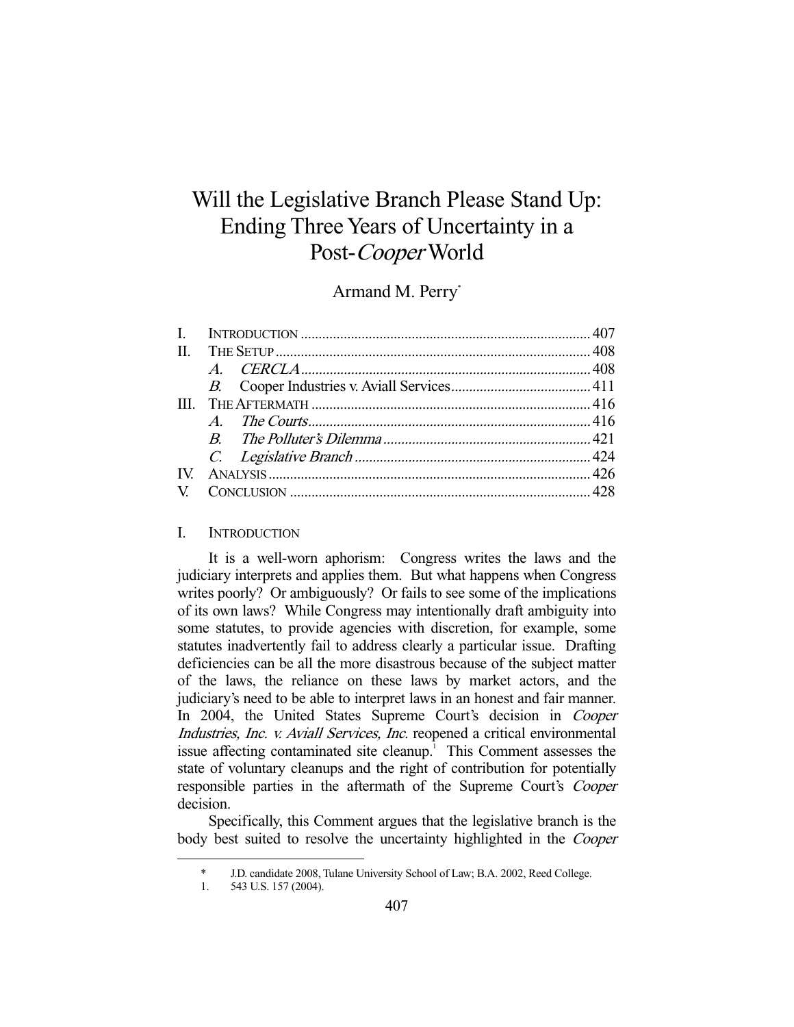# Will the Legislative Branch Please Stand Up: Ending Three Years of Uncertainty in a Post-*Cooper* World

Armand M. Perry*

| | | |
|---|---|---|
| I. | INTRODUCTION | 407 |
| II. | THE SETUP | 408 |
| | *A. CERCLA* | 408 |
| | *B.* Cooper Industries v. Aviall Services | 411 |
| III. | THE AFTERMATH | 416 |
| | *A. The Courts* | 416 |
| | *B. The Polluter's Dilemma* | 421 |
| | *C. Legislative Branch* | 424 |
| IV. | ANALYSIS | 426 |
| V. | CONCLUSION | 428 |

## I. INTRODUCTION

It is a well-worn aphorism: Congress writes the laws and the judiciary interprets and applies them. But what happens when Congress writes poorly? Or ambiguously? Or fails to see some of the implications of its own laws? While Congress may intentionally draft ambiguity into some statutes, to provide agencies with discretion, for example, some statutes inadvertently fail to address clearly a particular issue. Drafting deficiencies can be all the more disastrous because of the subject matter of the laws, the reliance on these laws by market actors, and the judiciary's need to be able to interpret laws in an honest and fair manner. In 2004, the United States Supreme Court's decision in *Cooper Industries, Inc. v. Aviall Services, Inc.* reopened a critical environmental issue affecting contaminated site cleanup.[1] This Comment assesses the state of voluntary cleanups and the right of contribution for potentially responsible parties in the aftermath of the Supreme Court's *Cooper* decision.

Specifically, this Comment argues that the legislative branch is the body best suited to resolve the uncertainty highlighted in the *Cooper*

---

\* J.D. candidate 2008, Tulane University School of Law; B.A. 2002, Reed College.

1. 543 U.S. 157 (2004).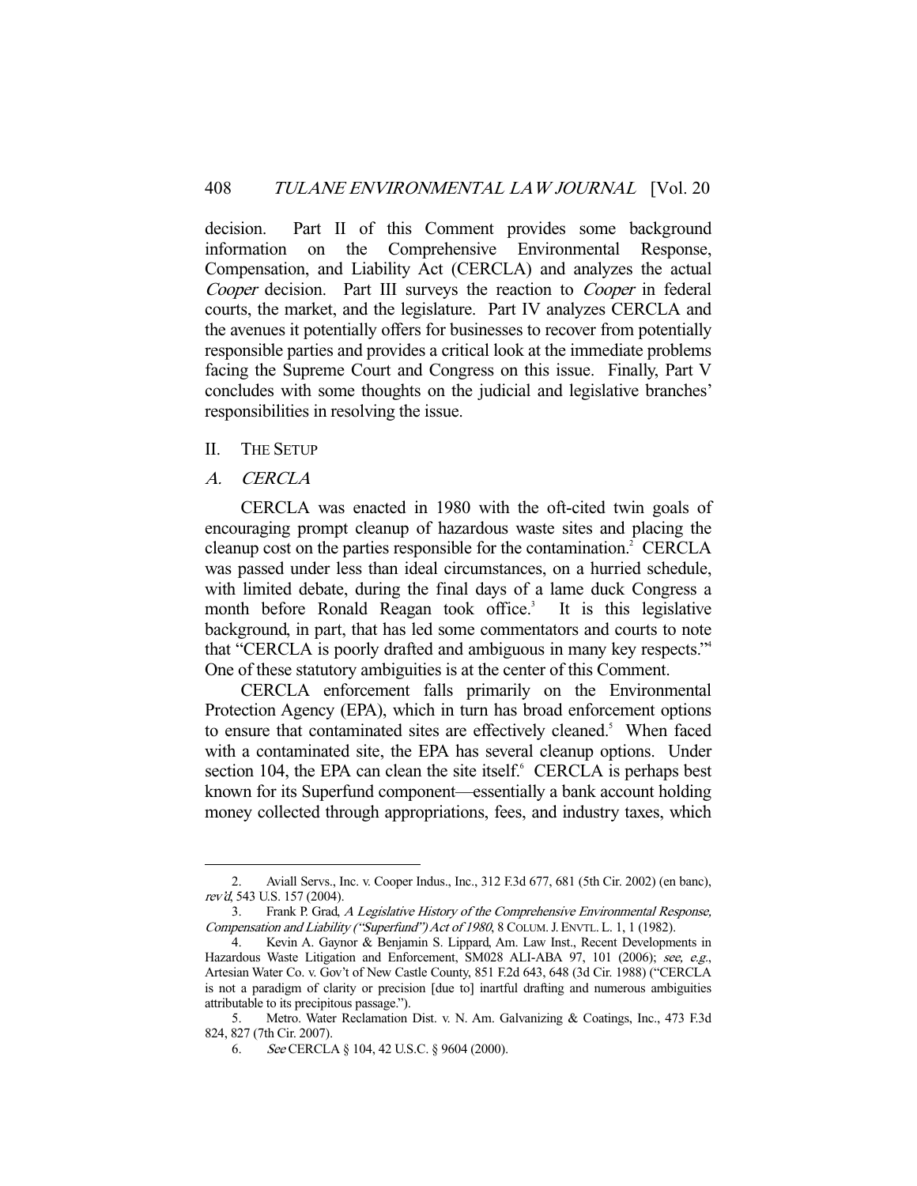decision. Part II of this Comment provides some background information on the Comprehensive Environmental Response, Compensation, and Liability Act (CERCLA) and analyzes the actual *Cooper* decision. Part III surveys the reaction to *Cooper* in federal courts, the market, and the legislature. Part IV analyzes CERCLA and the avenues it potentially offers for businesses to recover from potentially responsible parties and provides a critical look at the immediate problems facing the Supreme Court and Congress on this issue. Finally, Part V concludes with some thoughts on the judicial and legislative branches' responsibilities in resolving the issue.

## II. THE SETUP

### A. *CERCLA*

CERCLA was enacted in 1980 with the oft-cited twin goals of encouraging prompt cleanup of hazardous waste sites and placing the cleanup cost on the parties responsible for the contamination.[2] CERCLA was passed under less than ideal circumstances, on a hurried schedule, with limited debate, during the final days of a lame duck Congress a month before Ronald Reagan took office.[3] It is this legislative background, in part, that has led some commentators and courts to note that "CERCLA is poorly drafted and ambiguous in many key respects."[4] One of these statutory ambiguities is at the center of this Comment.

CERCLA enforcement falls primarily on the Environmental Protection Agency (EPA), which in turn has broad enforcement options to ensure that contaminated sites are effectively cleaned.[5] When faced with a contaminated site, the EPA has several cleanup options. Under section 104, the EPA can clean the site itself.[6] CERCLA is perhaps best known for its Superfund component—essentially a bank account holding money collected through appropriations, fees, and industry taxes, which

---

2. Aviall Servs., Inc. v. Cooper Indus., Inc., 312 F.3d 677, 681 (5th Cir. 2002) (en banc), *rev'd*, 543 U.S. 157 (2004).

3. Frank P. Grad, *A Legislative History of the Comprehensive Environmental Response, Compensation and Liability ("Superfund") Act of 1980*, 8 COLUM. J. ENVTL. L. 1, 1 (1982).

4. Kevin A. Gaynor & Benjamin S. Lippard, Am. Law Inst., Recent Developments in Hazardous Waste Litigation and Enforcement, SM028 ALI-ABA 97, 101 (2006); *see, e.g.*, Artesian Water Co. v. Gov't of New Castle County, 851 F.2d 643, 648 (3d Cir. 1988) ("CERCLA is not a paradigm of clarity or precision [due to] inartful drafting and numerous ambiguities attributable to its precipitous passage.").

5. Metro. Water Reclamation Dist. v. N. Am. Galvanizing & Coatings, Inc., 473 F.3d 824, 827 (7th Cir. 2007).

6. *See* CERCLA § 104, 42 U.S.C. § 9604 (2000).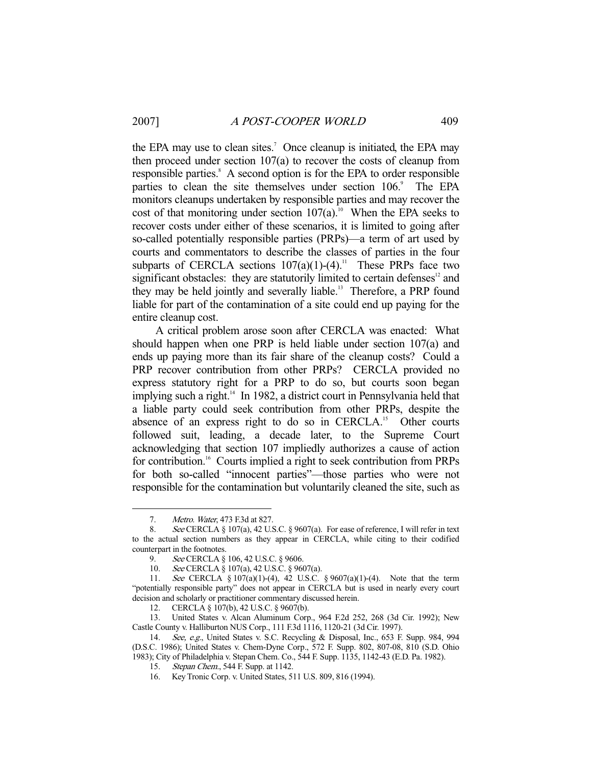the EPA may use to clean sites.[7] Once cleanup is initiated, the EPA may then proceed under section 107(a) to recover the costs of cleanup from responsible parties.[8] A second option is for the EPA to order responsible parties to clean the site themselves under section 106.[9] The EPA monitors cleanups undertaken by responsible parties and may recover the cost of that monitoring under section 107(a).[10] When the EPA seeks to recover costs under either of these scenarios, it is limited to going after so-called potentially responsible parties (PRPs)—a term of art used by courts and commentators to describe the classes of parties in the four subparts of CERCLA sections 107(a)(1)-(4).[11] These PRPs face two significant obstacles: they are statutorily limited to certain defenses[12] and they may be held jointly and severally liable.[13] Therefore, a PRP found liable for part of the contamination of a site could end up paying for the entire cleanup cost.

A critical problem arose soon after CERCLA was enacted: What should happen when one PRP is held liable under section 107(a) and ends up paying more than its fair share of the cleanup costs? Could a PRP recover contribution from other PRPs? CERCLA provided no express statutory right for a PRP to do so, but courts soon began implying such a right.[14] In 1982, a district court in Pennsylvania held that a liable party could seek contribution from other PRPs, despite the absence of an express right to do so in CERCLA.[15] Other courts followed suit, leading, a decade later, to the Supreme Court acknowledging that section 107 impliedly authorizes a cause of action for contribution.[16] Courts implied a right to seek contribution from PRPs for both so-called "innocent parties"—those parties who were not responsible for the contamination but voluntarily cleaned the site, such as

---

7. *Metro. Water*, 473 F.3d at 827.

8. *See* CERCLA § 107(a), 42 U.S.C. § 9607(a). For ease of reference, I will refer in text to the actual section numbers as they appear in CERCLA, while citing to their codified counterpart in the footnotes.

9. *See* CERCLA § 106, 42 U.S.C. § 9606.

10. *See* CERCLA § 107(a), 42 U.S.C. § 9607(a).

11. *See* CERCLA § 107(a)(1)-(4), 42 U.S.C. § 9607(a)(1)-(4). Note that the term "potentially responsible party" does not appear in CERCLA but is used in nearly every court decision and scholarly or practitioner commentary discussed herein.

12. CERCLA § 107(b), 42 U.S.C. § 9607(b).

13. United States v. Alcan Aluminum Corp., 964 F.2d 252, 268 (3d Cir. 1992); New Castle County v. Halliburton NUS Corp., 111 F.3d 1116, 1120-21 (3d Cir. 1997).

14. *See, e.g.*, United States v. S.C. Recycling & Disposal, Inc., 653 F. Supp. 984, 994 (D.S.C. 1986); United States v. Chem-Dyne Corp., 572 F. Supp. 802, 807-08, 810 (S.D. Ohio 1983); City of Philadelphia v. Stepan Chem. Co., 544 F. Supp. 1135, 1142-43 (E.D. Pa. 1982).

15. *Stepan Chem.*, 544 F. Supp. at 1142.

16. Key Tronic Corp. v. United States, 511 U.S. 809, 816 (1994).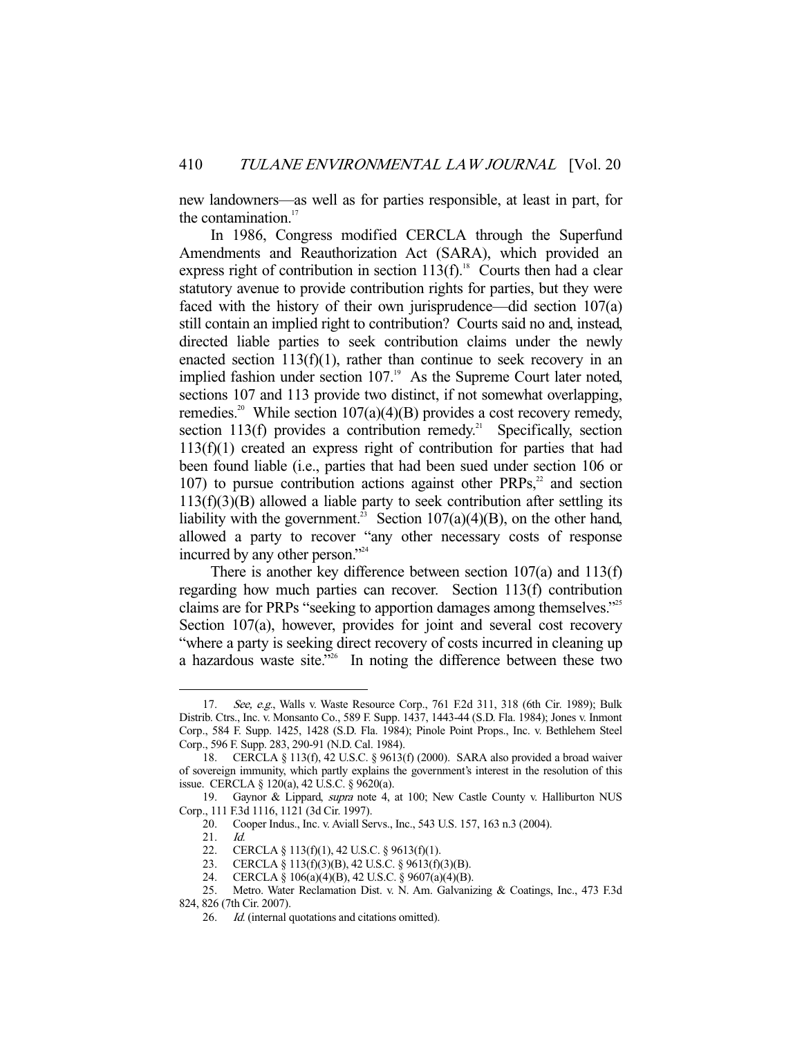new landowners—as well as for parties responsible, at least in part, for the contamination.[17]

In 1986, Congress modified CERCLA through the Superfund Amendments and Reauthorization Act (SARA), which provided an express right of contribution in section 113(f).[18] Courts then had a clear statutory avenue to provide contribution rights for parties, but they were faced with the history of their own jurisprudence—did section 107(a) still contain an implied right to contribution? Courts said no and, instead, directed liable parties to seek contribution claims under the newly enacted section 113(f)(1), rather than continue to seek recovery in an implied fashion under section 107.[19] As the Supreme Court later noted, sections 107 and 113 provide two distinct, if not somewhat overlapping, remedies.[20] While section 107(a)(4)(B) provides a cost recovery remedy, section 113(f) provides a contribution remedy.[21] Specifically, section 113(f)(1) created an express right of contribution for parties that had been found liable (i.e., parties that had been sued under section 106 or 107) to pursue contribution actions against other PRPs,[22] and section 113(f)(3)(B) allowed a liable party to seek contribution after settling its liability with the government.[23] Section 107(a)(4)(B), on the other hand, allowed a party to recover "any other necessary costs of response incurred by any other person."[24]

There is another key difference between section 107(a) and 113(f) regarding how much parties can recover. Section 113(f) contribution claims are for PRPs "seeking to apportion damages among themselves."[25] Section 107(a), however, provides for joint and several cost recovery "where a party is seeking direct recovery of costs incurred in cleaning up a hazardous waste site."[26] In noting the difference between these two

---

17. *See, e.g.*, Walls v. Waste Resource Corp., 761 F.2d 311, 318 (6th Cir. 1989); Bulk Distrib. Ctrs., Inc. v. Monsanto Co., 589 F. Supp. 1437, 1443-44 (S.D. Fla. 1984); Jones v. Inmont Corp., 584 F. Supp. 1425, 1428 (S.D. Fla. 1984); Pinole Point Props., Inc. v. Bethlehem Steel Corp., 596 F. Supp. 283, 290-91 (N.D. Cal. 1984).

18. CERCLA § 113(f), 42 U.S.C. § 9613(f) (2000). SARA also provided a broad waiver of sovereign immunity, which partly explains the government's interest in the resolution of this issue. CERCLA § 120(a), 42 U.S.C. § 9620(a).

19. Gaynor & Lippard, *supra* note 4, at 100; New Castle County v. Halliburton NUS Corp., 111 F.3d 1116, 1121 (3d Cir. 1997).

20. Cooper Indus., Inc. v. Aviall Servs., Inc., 543 U.S. 157, 163 n.3 (2004).

21. *Id.*

22. CERCLA § 113(f)(1), 42 U.S.C. § 9613(f)(1).

23. CERCLA § 113(f)(3)(B), 42 U.S.C. § 9613(f)(3)(B).

24. CERCLA § 106(a)(4)(B), 42 U.S.C. § 9607(a)(4)(B).

25. Metro. Water Reclamation Dist. v. N. Am. Galvanizing & Coatings, Inc., 473 F.3d 824, 826 (7th Cir. 2007).

26. *Id.* (internal quotations and citations omitted).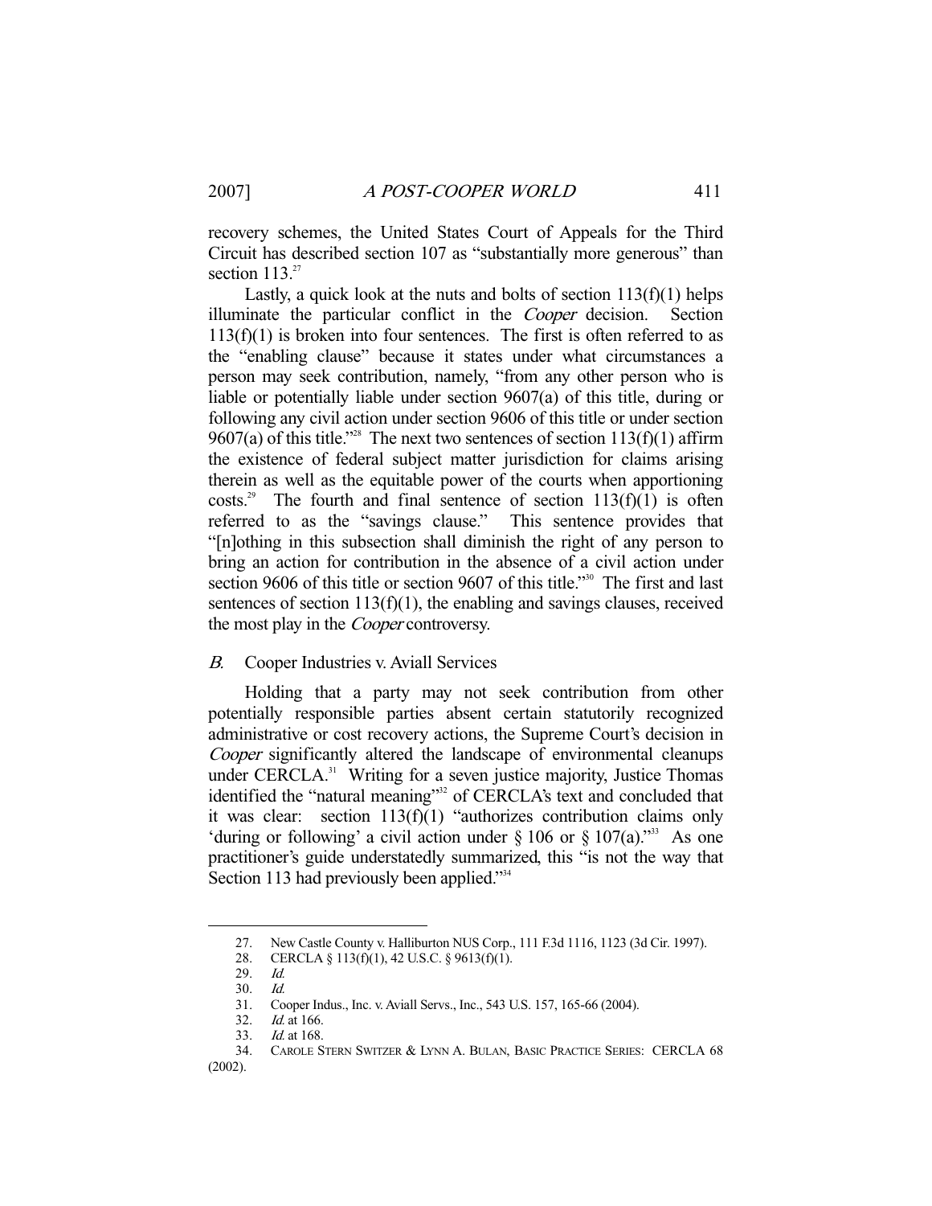recovery schemes, the United States Court of Appeals for the Third Circuit has described section 107 as "substantially more generous" than section 113.[27]

Lastly, a quick look at the nuts and bolts of section 113(f)(1) helps illuminate the particular conflict in the *Cooper* decision. Section 113(f)(1) is broken into four sentences. The first is often referred to as the "enabling clause" because it states under what circumstances a person may seek contribution, namely, "from any other person who is liable or potentially liable under section 9607(a) of this title, during or following any civil action under section 9606 of this title or under section 9607(a) of this title."[28] The next two sentences of section 113(f)(1) affirm the existence of federal subject matter jurisdiction for claims arising therein as well as the equitable power of the courts when apportioning costs.[29] The fourth and final sentence of section 113(f)(1) is often referred to as the "savings clause." This sentence provides that "[n]othing in this subsection shall diminish the right of any person to bring an action for contribution in the absence of a civil action under section 9606 of this title or section 9607 of this title."[30] The first and last sentences of section 113(f)(1), the enabling and savings clauses, received the most play in the *Cooper* controversy.

### *B.* Cooper Industries v. Aviall Services

Holding that a party may not seek contribution from other potentially responsible parties absent certain statutorily recognized administrative or cost recovery actions, the Supreme Court's decision in *Cooper* significantly altered the landscape of environmental cleanups under CERCLA.[31] Writing for a seven justice majority, Justice Thomas identified the "natural meaning"[32] of CERCLA's text and concluded that it was clear: section 113(f)(1) "authorizes contribution claims only 'during or following' a civil action under § 106 or § 107(a)."[33] As one practitioner's guide understatedly summarized, this "is not the way that Section 113 had previously been applied."[34]

---

27. New Castle County v. Halliburton NUS Corp., 111 F.3d 1116, 1123 (3d Cir. 1997).
28. CERCLA § 113(f)(1), 42 U.S.C. § 9613(f)(1).
29. *Id.*
30. *Id.*
31. Cooper Indus., Inc. v. Aviall Servs., Inc., 543 U.S. 157, 165-66 (2004).
32. *Id.* at 166.
33. *Id.* at 168.
34. CAROLE STERN SWITZER & LYNN A. BULAN, BASIC PRACTICE SERIES: CERCLA 68 (2002).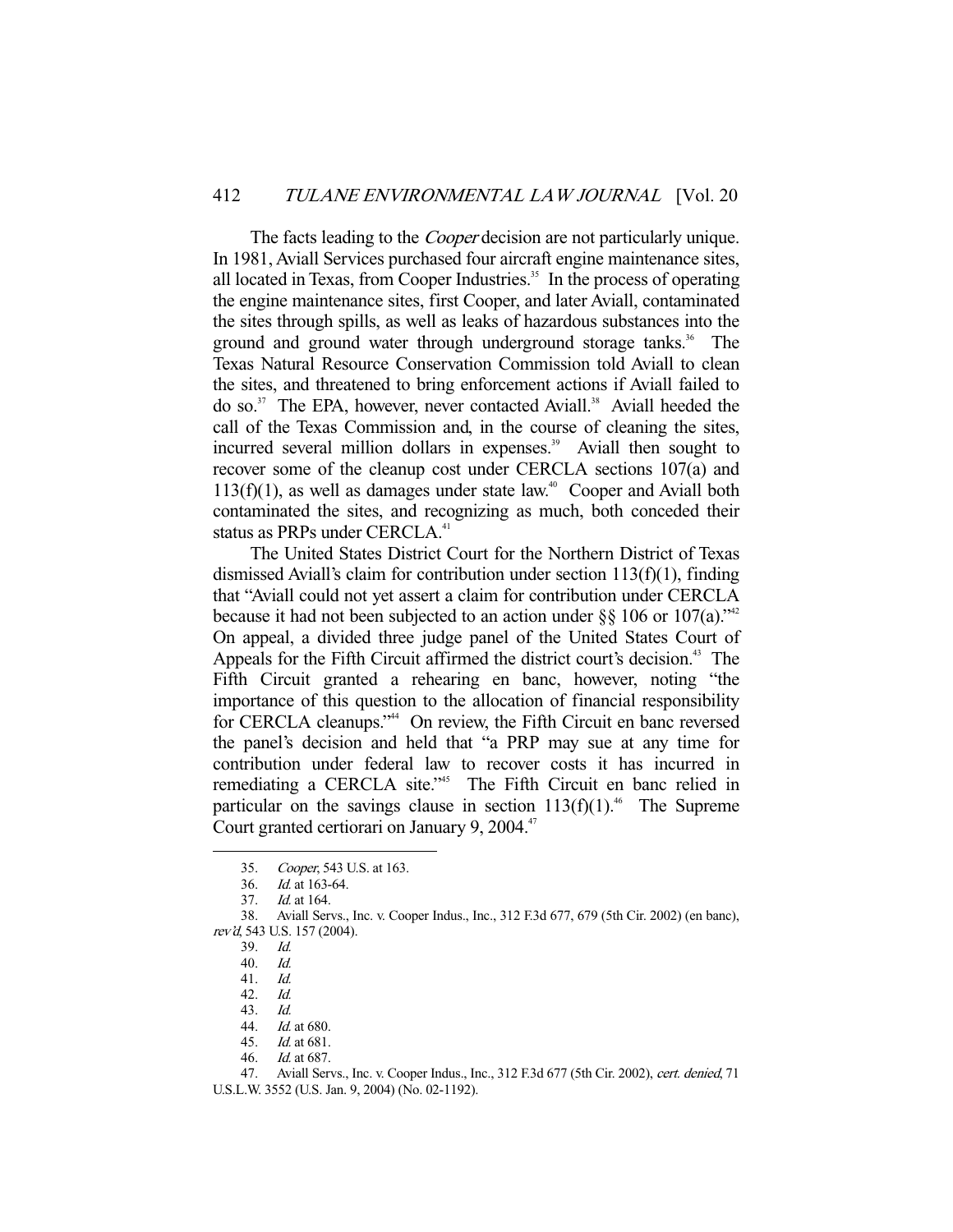The facts leading to the *Cooper* decision are not particularly unique. In 1981, Aviall Services purchased four aircraft engine maintenance sites, all located in Texas, from Cooper Industries.[35] In the process of operating the engine maintenance sites, first Cooper, and later Aviall, contaminated the sites through spills, as well as leaks of hazardous substances into the ground and ground water through underground storage tanks.[36] The Texas Natural Resource Conservation Commission told Aviall to clean the sites, and threatened to bring enforcement actions if Aviall failed to do so.[37] The EPA, however, never contacted Aviall.[38] Aviall heeded the call of the Texas Commission and, in the course of cleaning the sites, incurred several million dollars in expenses.[39] Aviall then sought to recover some of the cleanup cost under CERCLA sections 107(a) and 113(f)(1), as well as damages under state law.[40] Cooper and Aviall both contaminated the sites, and recognizing as much, both conceded their status as PRPs under CERCLA.[41]

The United States District Court for the Northern District of Texas dismissed Aviall's claim for contribution under section 113(f)(1), finding that "Aviall could not yet assert a claim for contribution under CERCLA because it had not been subjected to an action under §§ 106 or 107(a)."[42] On appeal, a divided three judge panel of the United States Court of Appeals for the Fifth Circuit affirmed the district court's decision.[43] The Fifth Circuit granted a rehearing en banc, however, noting "the importance of this question to the allocation of financial responsibility for CERCLA cleanups."[44] On review, the Fifth Circuit en banc reversed the panel's decision and held that "a PRP may sue at any time for contribution under federal law to recover costs it has incurred in remediating a CERCLA site."[45] The Fifth Circuit en banc relied in particular on the savings clause in section 113(f)(1).[46] The Supreme Court granted certiorari on January 9, 2004.[47]

---

35. *Cooper*, 543 U.S. at 163.
36. *Id.* at 163-64.
37. *Id.* at 164.
38. Aviall Servs., Inc. v. Cooper Indus., Inc., 312 F.3d 677, 679 (5th Cir. 2002) (en banc), *rev'd*, 543 U.S. 157 (2004).
39. *Id.*
40. *Id.*
41. *Id.*
42. *Id.*
43. *Id.*
44. *Id.* at 680.
45. *Id.* at 681.
46. *Id.* at 687.
47. Aviall Servs., Inc. v. Cooper Indus., Inc., 312 F.3d 677 (5th Cir. 2002), *cert. denied*, 71 U.S.L.W. 3552 (U.S. Jan. 9, 2004) (No. 02-1192).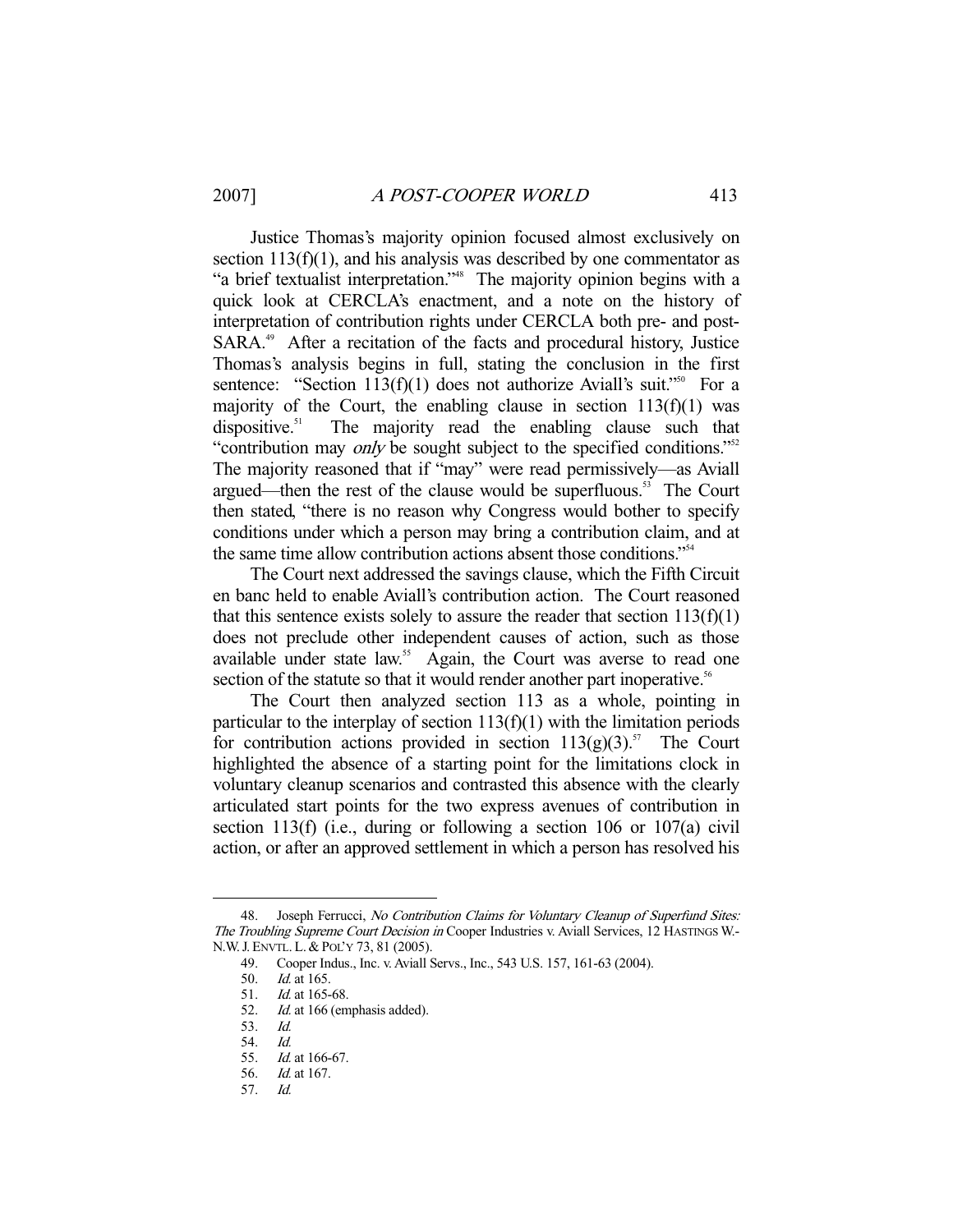Justice Thomas's majority opinion focused almost exclusively on section 113(f)(1), and his analysis was described by one commentator as "a brief textualist interpretation."[48] The majority opinion begins with a quick look at CERCLA's enactment, and a note on the history of interpretation of contribution rights under CERCLA both pre- and post-SARA.[49] After a recitation of the facts and procedural history, Justice Thomas's analysis begins in full, stating the conclusion in the first sentence: "Section 113(f)(1) does not authorize Aviall's suit."[50] For a majority of the Court, the enabling clause in section 113(f)(1) was dispositive.[51] The majority read the enabling clause such that "contribution may *only* be sought subject to the specified conditions."[52] The majority reasoned that if "may" were read permissively—as Aviall argued—then the rest of the clause would be superfluous.[53] The Court then stated, "there is no reason why Congress would bother to specify conditions under which a person may bring a contribution claim, and at the same time allow contribution actions absent those conditions."[54]

The Court next addressed the savings clause, which the Fifth Circuit en banc held to enable Aviall's contribution action. The Court reasoned that this sentence exists solely to assure the reader that section 113(f)(1) does not preclude other independent causes of action, such as those available under state law.[55] Again, the Court was averse to read one section of the statute so that it would render another part inoperative.[56]

The Court then analyzed section 113 as a whole, pointing in particular to the interplay of section 113(f)(1) with the limitation periods for contribution actions provided in section 113(g)(3).[57] The Court highlighted the absence of a starting point for the limitations clock in voluntary cleanup scenarios and contrasted this absence with the clearly articulated start points for the two express avenues of contribution in section 113(f) (i.e., during or following a section 106 or 107(a) civil action, or after an approved settlement in which a person has resolved his

---

48. Joseph Ferrucci, *No Contribution Claims for Voluntary Cleanup of Superfund Sites: The Troubling Supreme Court Decision in* Cooper Industries v. Aviall Services, 12 HASTINGS W.-N.W. J. ENVTL. L. & POL'Y 73, 81 (2005).

49. Cooper Indus., Inc. v. Aviall Servs., Inc., 543 U.S. 157, 161-63 (2004).

50. *Id.* at 165.

51. *Id.* at 165-68.

52. *Id.* at 166 (emphasis added).

53. *Id.*

54. *Id.*

55. *Id.* at 166-67.

56. *Id.* at 167.

57. *Id.*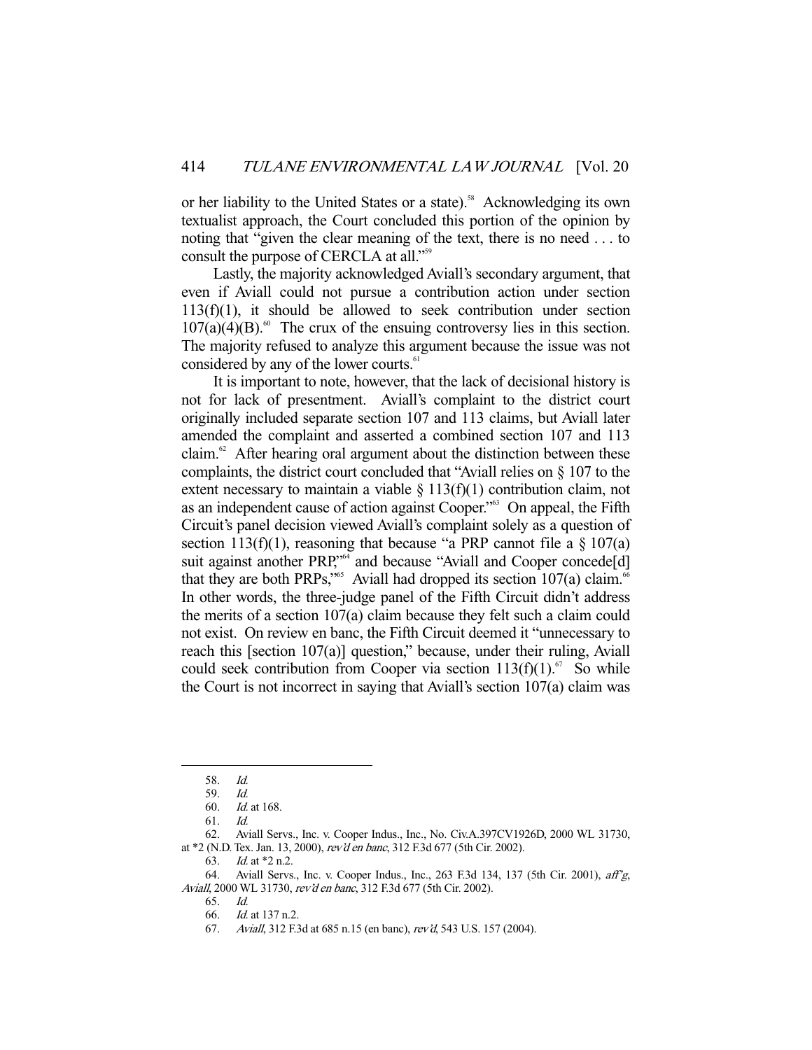or her liability to the United States or a state).[58] Acknowledging its own textualist approach, the Court concluded this portion of the opinion by noting that "given the clear meaning of the text, there is no need . . . to consult the purpose of CERCLA at all."[59]

Lastly, the majority acknowledged Aviall's secondary argument, that even if Aviall could not pursue a contribution action under section 113(f)(1), it should be allowed to seek contribution under section 107(a)(4)(B).[60] The crux of the ensuing controversy lies in this section. The majority refused to analyze this argument because the issue was not considered by any of the lower courts.[61]

It is important to note, however, that the lack of decisional history is not for lack of presentment. Aviall's complaint to the district court originally included separate section 107 and 113 claims, but Aviall later amended the complaint and asserted a combined section 107 and 113 claim.[62] After hearing oral argument about the distinction between these complaints, the district court concluded that "Aviall relies on § 107 to the extent necessary to maintain a viable § 113(f)(1) contribution claim, not as an independent cause of action against Cooper."[63] On appeal, the Fifth Circuit's panel decision viewed Aviall's complaint solely as a question of section 113(f)(1), reasoning that because "a PRP cannot file a § 107(a) suit against another PRP,"[64] and because "Aviall and Cooper concede[d] that they are both PRPs,"[65] Aviall had dropped its section 107(a) claim.[66] In other words, the three-judge panel of the Fifth Circuit didn't address the merits of a section 107(a) claim because they felt such a claim could not exist. On review en banc, the Fifth Circuit deemed it "unnecessary to reach this [section 107(a)] question," because, under their ruling, Aviall could seek contribution from Cooper via section 113(f)(1).[67] So while the Court is not incorrect in saying that Aviall's section 107(a) claim was

---

58. *Id.*

59. *Id.*

60. *Id.* at 168.

61. *Id.*

62. Aviall Servs., Inc. v. Cooper Indus., Inc., No. Civ.A.397CV1926D, 2000 WL 31730, at *2 (N.D. Tex. Jan. 13, 2000), *rev'd en banc*, 312 F.3d 677 (5th Cir. 2002).

63. *Id.* at *2 n.2.

64. Aviall Servs., Inc. v. Cooper Indus., Inc., 263 F.3d 134, 137 (5th Cir. 2001), *aff'g*, *Aviall*, 2000 WL 31730, *rev'd en banc*, 312 F.3d 677 (5th Cir. 2002).

65. *Id.*

66. *Id.* at 137 n.2.

67. *Aviall*, 312 F.3d at 685 n.15 (en banc), *rev'd*, 543 U.S. 157 (2004).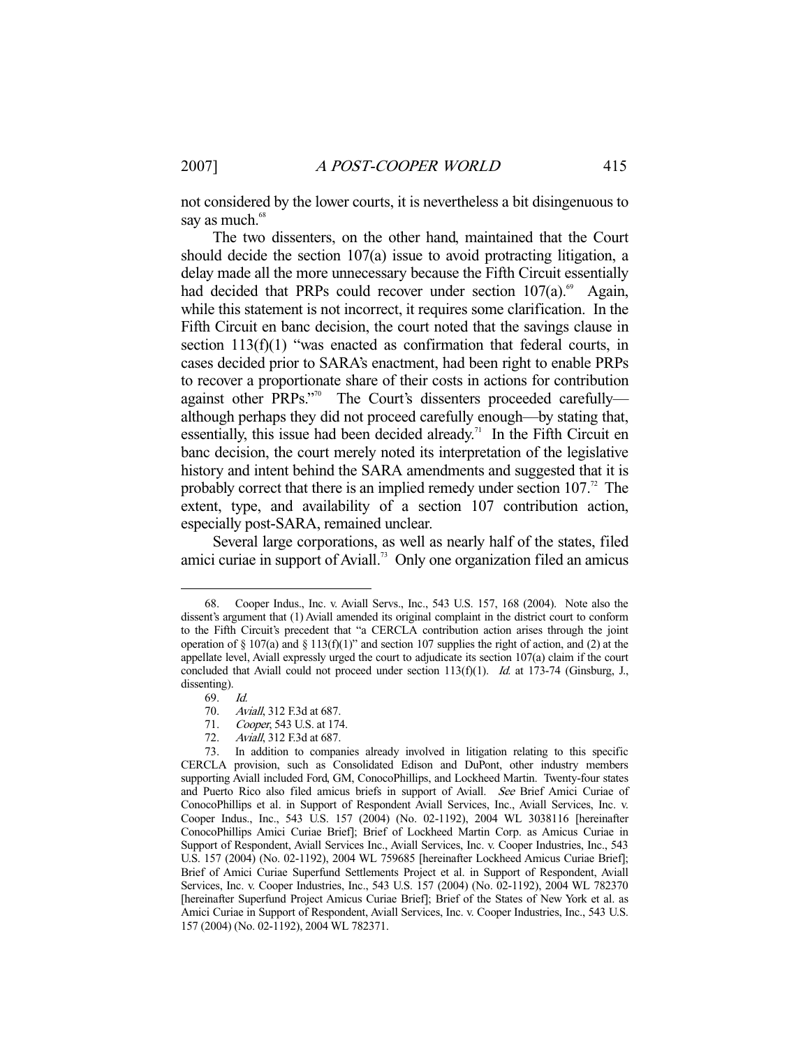not considered by the lower courts, it is nevertheless a bit disingenuous to say as much.[68]

The two dissenters, on the other hand, maintained that the Court should decide the section 107(a) issue to avoid protracting litigation, a delay made all the more unnecessary because the Fifth Circuit essentially had decided that PRPs could recover under section 107(a).[69] Again, while this statement is not incorrect, it requires some clarification. In the Fifth Circuit en banc decision, the court noted that the savings clause in section 113(f)(1) "was enacted as confirmation that federal courts, in cases decided prior to SARA's enactment, had been right to enable PRPs to recover a proportionate share of their costs in actions for contribution against other PRPs."[70] The Court's dissenters proceeded carefully—although perhaps they did not proceed carefully enough—by stating that, essentially, this issue had been decided already.[71] In the Fifth Circuit en banc decision, the court merely noted its interpretation of the legislative history and intent behind the SARA amendments and suggested that it is probably correct that there is an implied remedy under section 107.[72] The extent, type, and availability of a section 107 contribution action, especially post-SARA, remained unclear.

Several large corporations, as well as nearly half of the states, filed amici curiae in support of Aviall.[73] Only one organization filed an amicus

---

68. Cooper Indus., Inc. v. Aviall Servs., Inc., 543 U.S. 157, 168 (2004). Note also the dissent's argument that (1) Aviall amended its original complaint in the district court to conform to the Fifth Circuit's precedent that "a CERCLA contribution action arises through the joint operation of § 107(a) and § 113(f)(1)" and section 107 supplies the right of action, and (2) at the appellate level, Aviall expressly urged the court to adjudicate its section 107(a) claim if the court concluded that Aviall could not proceed under section 113(f)(1). *Id.* at 173-74 (Ginsburg, J., dissenting).

69. *Id.*

70. *Aviall*, 312 F.3d at 687.

71. *Cooper*, 543 U.S. at 174.

72. *Aviall*, 312 F.3d at 687.

73. In addition to companies already involved in litigation relating to this specific CERCLA provision, such as Consolidated Edison and DuPont, other industry members supporting Aviall included Ford, GM, ConocoPhillips, and Lockheed Martin. Twenty-four states and Puerto Rico also filed amicus briefs in support of Aviall. *See* Brief Amici Curiae of ConocoPhillips et al. in Support of Respondent Aviall Services, Inc., Aviall Services, Inc. v. Cooper Indus., Inc., 543 U.S. 157 (2004) (No. 02-1192), 2004 WL 3038116 [hereinafter ConocoPhillips Amici Curiae Brief]; Brief of Lockheed Martin Corp. as Amicus Curiae in Support of Respondent, Aviall Services Inc., Aviall Services, Inc. v. Cooper Industries, Inc., 543 U.S. 157 (2004) (No. 02-1192), 2004 WL 759685 [hereinafter Lockheed Amicus Curiae Brief]; Brief of Amici Curiae Superfund Settlements Project et al. in Support of Respondent, Aviall Services, Inc. v. Cooper Industries, Inc., 543 U.S. 157 (2004) (No. 02-1192), 2004 WL 782370 [hereinafter Superfund Project Amicus Curiae Brief]; Brief of the States of New York et al. as Amici Curiae in Support of Respondent, Aviall Services, Inc. v. Cooper Industries, Inc., 543 U.S. 157 (2004) (No. 02-1192), 2004 WL 782371.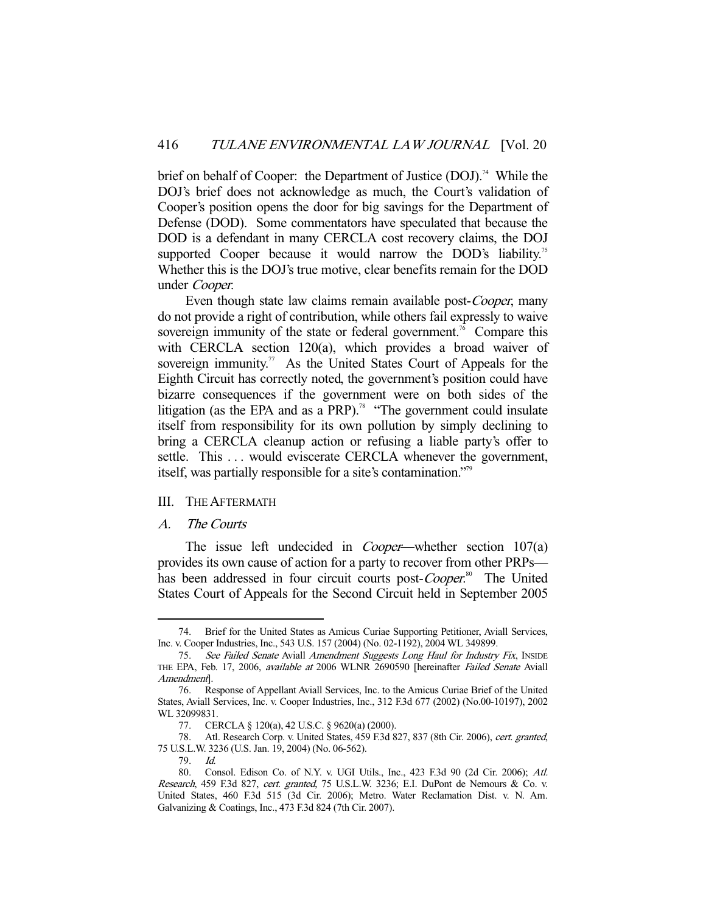brief on behalf of Cooper: the Department of Justice (DOJ).[74] While the DOJ's brief does not acknowledge as much, the Court's validation of Cooper's position opens the door for big savings for the Department of Defense (DOD). Some commentators have speculated that because the DOD is a defendant in many CERCLA cost recovery claims, the DOJ supported Cooper because it would narrow the DOD's liability.[75] Whether this is the DOJ's true motive, clear benefits remain for the DOD under *Cooper*.

Even though state law claims remain available post-*Cooper*, many do not provide a right of contribution, while others fail expressly to waive sovereign immunity of the state or federal government.[76] Compare this with CERCLA section 120(a), which provides a broad waiver of sovereign immunity.[77] As the United States Court of Appeals for the Eighth Circuit has correctly noted, the government's position could have bizarre consequences if the government were on both sides of the litigation (as the EPA and as a PRP).[78] "The government could insulate itself from responsibility for its own pollution by simply declining to bring a CERCLA cleanup action or refusing a liable party's offer to settle. This . . . would eviscerate CERCLA whenever the government, itself, was partially responsible for a site's contamination."[79]

## III. The Aftermath

### *A. The Courts*

The issue left undecided in *Cooper*—whether section 107(a) provides its own cause of action for a party to recover from other PRPs—has been addressed in four circuit courts post-*Cooper*.[80] The United States Court of Appeals for the Second Circuit held in September 2005

---

74. Brief for the United States as Amicus Curiae Supporting Petitioner, Aviall Services, Inc. v. Cooper Industries, Inc., 543 U.S. 157 (2004) (No. 02-1192), 2004 WL 349899.

75. *See Failed Senate* Aviall *Amendment Suggests Long Haul for Industry Fix*, Inside the EPA, Feb. 17, 2006, *available at* 2006 WLNR 2690590 [hereinafter *Failed Senate* Aviall *Amendment*].

76. Response of Appellant Aviall Services, Inc. to the Amicus Curiae Brief of the United States, Aviall Services, Inc. v. Cooper Industries, Inc., 312 F.3d 677 (2002) (No.00-10197), 2002 WL 32099831.

77. CERCLA § 120(a), 42 U.S.C. § 9620(a) (2000).

78. Atl. Research Corp. v. United States, 459 F.3d 827, 837 (8th Cir. 2006), *cert. granted*, 75 U.S.L.W. 3236 (U.S. Jan. 19, 2004) (No. 06-562).

79. *Id.*

80. Consol. Edison Co. of N.Y. v. UGI Utils., Inc., 423 F.3d 90 (2d Cir. 2006); *Atl. Research*, 459 F.3d 827, *cert. granted*, 75 U.S.L.W. 3236; E.I. DuPont de Nemours & Co. v. United States, 460 F.3d 515 (3d Cir. 2006); Metro. Water Reclamation Dist. v. N. Am. Galvanizing & Coatings, Inc., 473 F.3d 824 (7th Cir. 2007).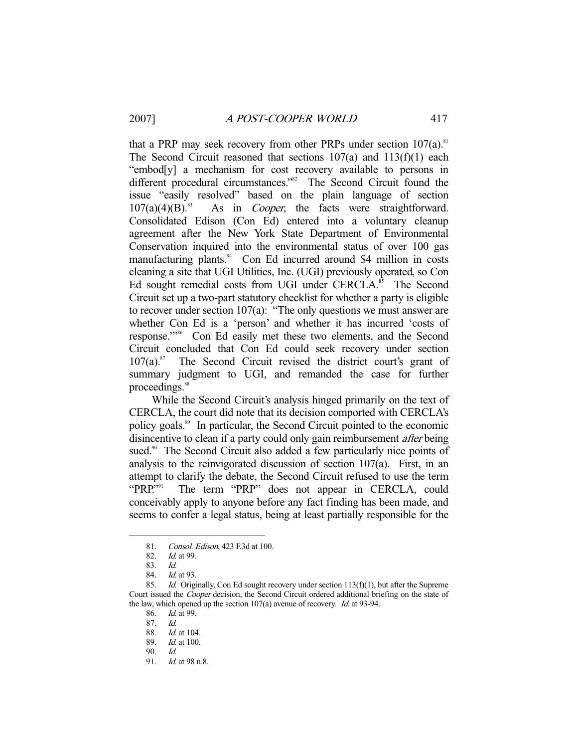that a PRP may seek recovery from other PRPs under section 107(a).[81] The Second Circuit reasoned that sections 107(a) and 113(f)(1) each "embod[y] a mechanism for cost recovery available to persons in different procedural circumstances."[82] The Second Circuit found the issue "easily resolved" based on the plain language of section 107(a)(4)(B).[83] As in *Cooper*, the facts were straightforward. Consolidated Edison (Con Ed) entered into a voluntary cleanup agreement after the New York State Department of Environmental Conservation inquired into the environmental status of over 100 gas manufacturing plants.[84] Con Ed incurred around $4 million in costs cleaning a site that UGI Utilities, Inc. (UGI) previously operated, so Con Ed sought remedial costs from UGI under CERCLA.[85] The Second Circuit set up a two-part statutory checklist for whether a party is eligible to recover under section 107(a): "The only questions we must answer are whether Con Ed is a 'person' and whether it has incurred 'costs of response.'"[86] Con Ed easily met these two elements, and the Second Circuit concluded that Con Ed could seek recovery under section 107(a).[87] The Second Circuit revised the district court's grant of summary judgment to UGI, and remanded the case for further proceedings.[88]

While the Second Circuit's analysis hinged primarily on the text of CERCLA, the court did note that its decision comported with CERCLA's policy goals.[89] In particular, the Second Circuit pointed to the economic disincentive to clean if a party could only gain reimbursement *after* being sued.[90] The Second Circuit also added a few particularly nice points of analysis to the reinvigorated discussion of section 107(a). First, in an attempt to clarify the debate, the Second Circuit refused to use the term "PRP."[91] The term "PRP" does not appear in CERCLA, could conceivably apply to anyone before any fact finding has been made, and seems to confer a legal status, being at least partially responsible for the

---

81. *Consol. Edison*, 423 F.3d at 100.

82. *Id.* at 99.

83. *Id.*

84. *Id.* at 93.

85. *Id.* Originally, Con Ed sought recovery under section 113(f)(1), but after the Supreme Court issued the *Cooper* decision, the Second Circuit ordered additional briefing on the state of the law, which opened up the section 107(a) avenue of recovery. *Id.* at 93-94.

86. *Id.* at 99.

87. *Id.*

88. *Id.* at 104.

89. *Id.* at 100.

90. *Id.*

91. *Id.* at 98 n.8.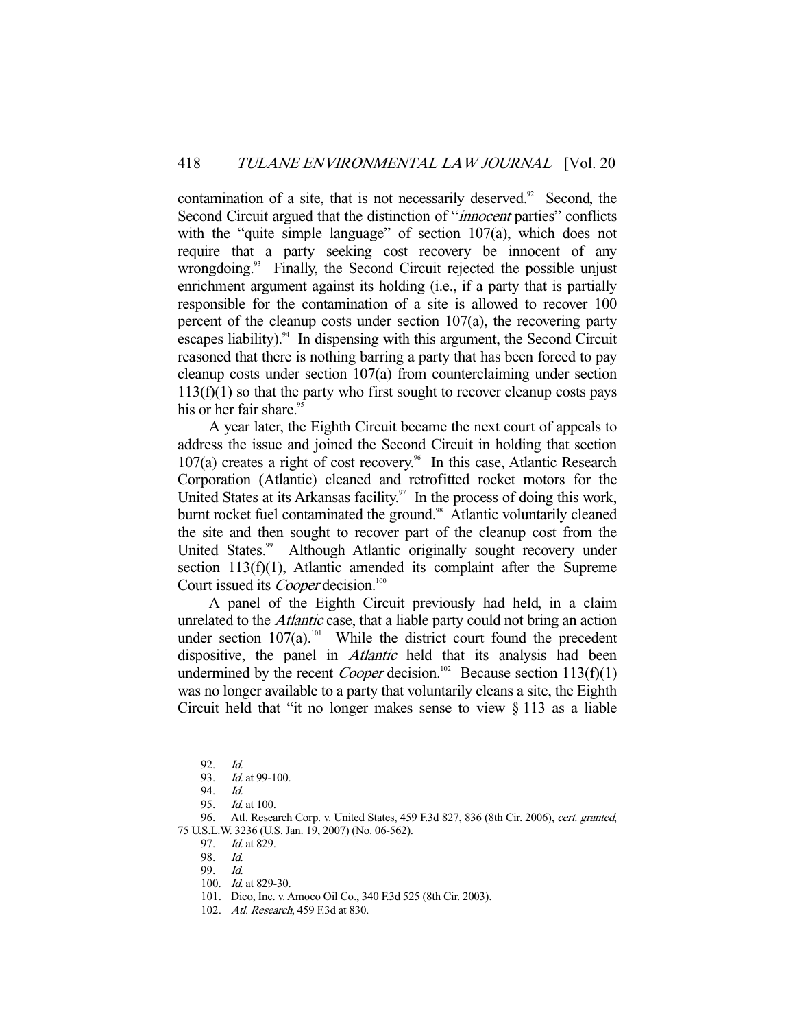contamination of a site, that is not necessarily deserved.[92] Second, the Second Circuit argued that the distinction of "*innocent* parties" conflicts with the "quite simple language" of section 107(a), which does not require that a party seeking cost recovery be innocent of any wrongdoing.[93] Finally, the Second Circuit rejected the possible unjust enrichment argument against its holding (i.e., if a party that is partially responsible for the contamination of a site is allowed to recover 100 percent of the cleanup costs under section 107(a), the recovering party escapes liability).[94] In dispensing with this argument, the Second Circuit reasoned that there is nothing barring a party that has been forced to pay cleanup costs under section 107(a) from counterclaiming under section 113(f)(1) so that the party who first sought to recover cleanup costs pays his or her fair share.[95]

A year later, the Eighth Circuit became the next court of appeals to address the issue and joined the Second Circuit in holding that section 107(a) creates a right of cost recovery.[96] In this case, Atlantic Research Corporation (Atlantic) cleaned and retrofitted rocket motors for the United States at its Arkansas facility.[97] In the process of doing this work, burnt rocket fuel contaminated the ground.[98] Atlantic voluntarily cleaned the site and then sought to recover part of the cleanup cost from the United States.[99] Although Atlantic originally sought recovery under section 113(f)(1), Atlantic amended its complaint after the Supreme Court issued its *Cooper* decision.[100]

A panel of the Eighth Circuit previously had held, in a claim unrelated to the *Atlantic* case, that a liable party could not bring an action under section 107(a).[101] While the district court found the precedent dispositive, the panel in *Atlantic* held that its analysis had been undermined by the recent *Cooper* decision.[102] Because section 113(f)(1) was no longer available to a party that voluntarily cleans a site, the Eighth Circuit held that "it no longer makes sense to view § 113 as a liable

---

92. *Id.*

93. *Id.* at 99-100.

94. *Id.*

95. *Id.* at 100.

96. Atl. Research Corp. v. United States, 459 F.3d 827, 836 (8th Cir. 2006), *cert. granted*, 75 U.S.L.W. 3236 (U.S. Jan. 19, 2007) (No. 06-562).

97. *Id.* at 829.

98. *Id.*

99. *Id.*

100. *Id.* at 829-30.

101. Dico, Inc. v. Amoco Oil Co., 340 F.3d 525 (8th Cir. 2003).

102. *Atl. Research*, 459 F.3d at 830.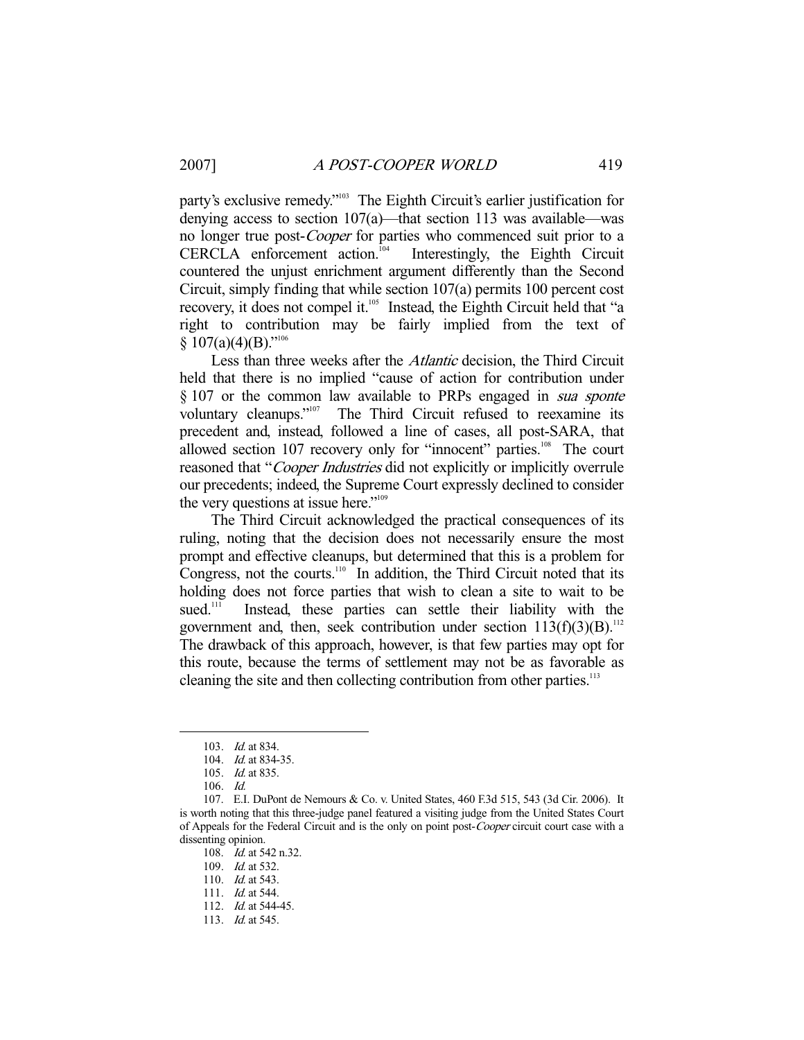party's exclusive remedy."[103] The Eighth Circuit's earlier justification for denying access to section 107(a)—that section 113 was available—was no longer true post-*Cooper* for parties who commenced suit prior to a CERCLA enforcement action.[104] Interestingly, the Eighth Circuit countered the unjust enrichment argument differently than the Second Circuit, simply finding that while section 107(a) permits 100 percent cost recovery, it does not compel it.[105] Instead, the Eighth Circuit held that "a right to contribution may be fairly implied from the text of § 107(a)(4)(B)."[106]

Less than three weeks after the *Atlantic* decision, the Third Circuit held that there is no implied "cause of action for contribution under § 107 or the common law available to PRPs engaged in *sua sponte* voluntary cleanups."[107] The Third Circuit refused to reexamine its precedent and, instead, followed a line of cases, all post-SARA, that allowed section 107 recovery only for "innocent" parties.[108] The court reasoned that "*Cooper Industries* did not explicitly or implicitly overrule our precedents; indeed, the Supreme Court expressly declined to consider the very questions at issue here."[109]

The Third Circuit acknowledged the practical consequences of its ruling, noting that the decision does not necessarily ensure the most prompt and effective cleanups, but determined that this is a problem for Congress, not the courts.[110] In addition, the Third Circuit noted that its holding does not force parties that wish to clean a site to wait to be sued.[111] Instead, these parties can settle their liability with the government and, then, seek contribution under section 113(f)(3)(B).[112] The drawback of this approach, however, is that few parties may opt for this route, because the terms of settlement may not be as favorable as cleaning the site and then collecting contribution from other parties.[113]

---

103. *Id.* at 834.

104. *Id.* at 834-35.

105. *Id.* at 835.

106. *Id.*

107. E.I. DuPont de Nemours & Co. v. United States, 460 F.3d 515, 543 (3d Cir. 2006). It is worth noting that this three-judge panel featured a visiting judge from the United States Court of Appeals for the Federal Circuit and is the only on point post-*Cooper* circuit court case with a dissenting opinion.

108. *Id.* at 542 n.32.

109. *Id.* at 532.

110. *Id.* at 543.

111. *Id.* at 544.

112. *Id.* at 544-45.

113. *Id.* at 545.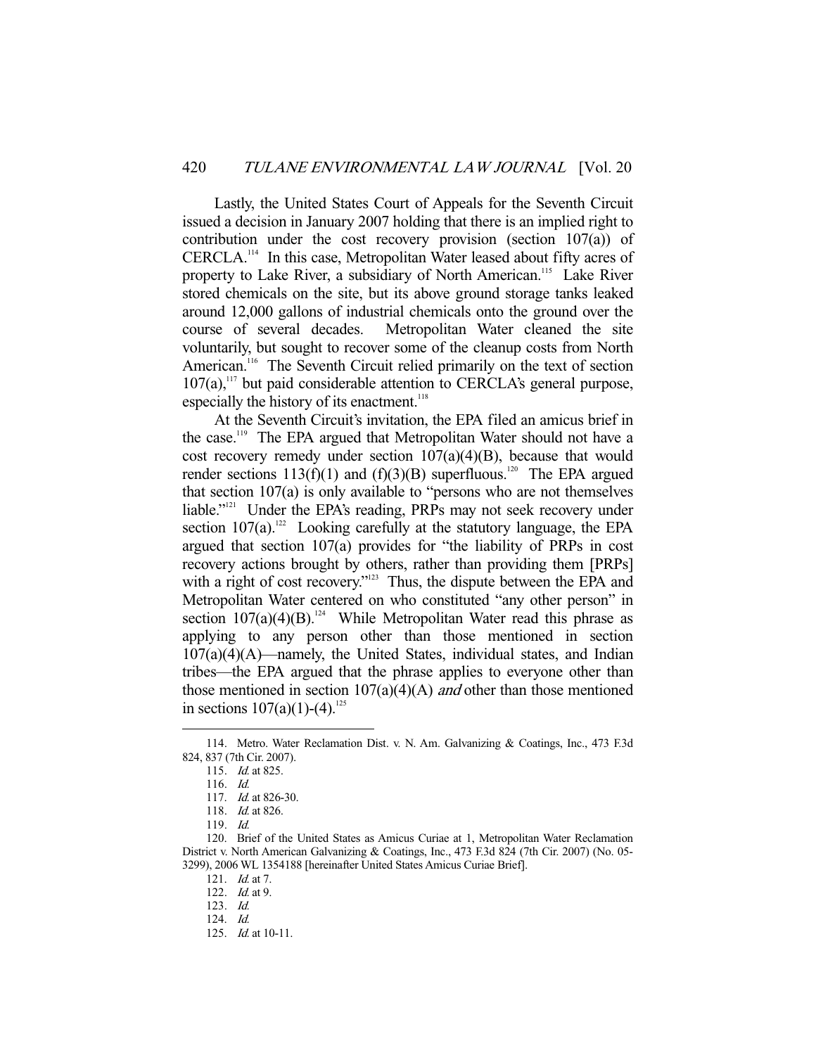Lastly, the United States Court of Appeals for the Seventh Circuit issued a decision in January 2007 holding that there is an implied right to contribution under the cost recovery provision (section 107(a)) of CERCLA.[114] In this case, Metropolitan Water leased about fifty acres of property to Lake River, a subsidiary of North American.[115] Lake River stored chemicals on the site, but its above ground storage tanks leaked around 12,000 gallons of industrial chemicals onto the ground over the course of several decades. Metropolitan Water cleaned the site voluntarily, but sought to recover some of the cleanup costs from North American.[116] The Seventh Circuit relied primarily on the text of section 107(a),[117] but paid considerable attention to CERCLA's general purpose, especially the history of its enactment.[118]

At the Seventh Circuit's invitation, the EPA filed an amicus brief in the case.[119] The EPA argued that Metropolitan Water should not have a cost recovery remedy under section 107(a)(4)(B), because that would render sections 113(f)(1) and (f)(3)(B) superfluous.[120] The EPA argued that section 107(a) is only available to "persons who are not themselves liable."[121] Under the EPA's reading, PRPs may not seek recovery under section 107(a).[122] Looking carefully at the statutory language, the EPA argued that section 107(a) provides for "the liability of PRPs in cost recovery actions brought by others, rather than providing them [PRPs] with a right of cost recovery."[123] Thus, the dispute between the EPA and Metropolitan Water centered on who constituted "any other person" in section 107(a)(4)(B).[124] While Metropolitan Water read this phrase as applying to any person other than those mentioned in section 107(a)(4)(A)—namely, the United States, individual states, and Indian tribes—the EPA argued that the phrase applies to everyone other than those mentioned in section 107(a)(4)(A) *and* other than those mentioned in sections 107(a)(1)-(4).[125]

---

114. Metro. Water Reclamation Dist. v. N. Am. Galvanizing & Coatings, Inc., 473 F.3d 824, 837 (7th Cir. 2007).

115. *Id.* at 825.

116. *Id.*

117. *Id.* at 826-30.

118. *Id.* at 826.

119. *Id.*

120. Brief of the United States as Amicus Curiae at 1, Metropolitan Water Reclamation District v. North American Galvanizing & Coatings, Inc., 473 F.3d 824 (7th Cir. 2007) (No. 05-3299), 2006 WL 1354188 [hereinafter United States Amicus Curiae Brief].

121. *Id.* at 7.

122. *Id.* at 9.

123. *Id.*

124. *Id.*

125. *Id.* at 10-11.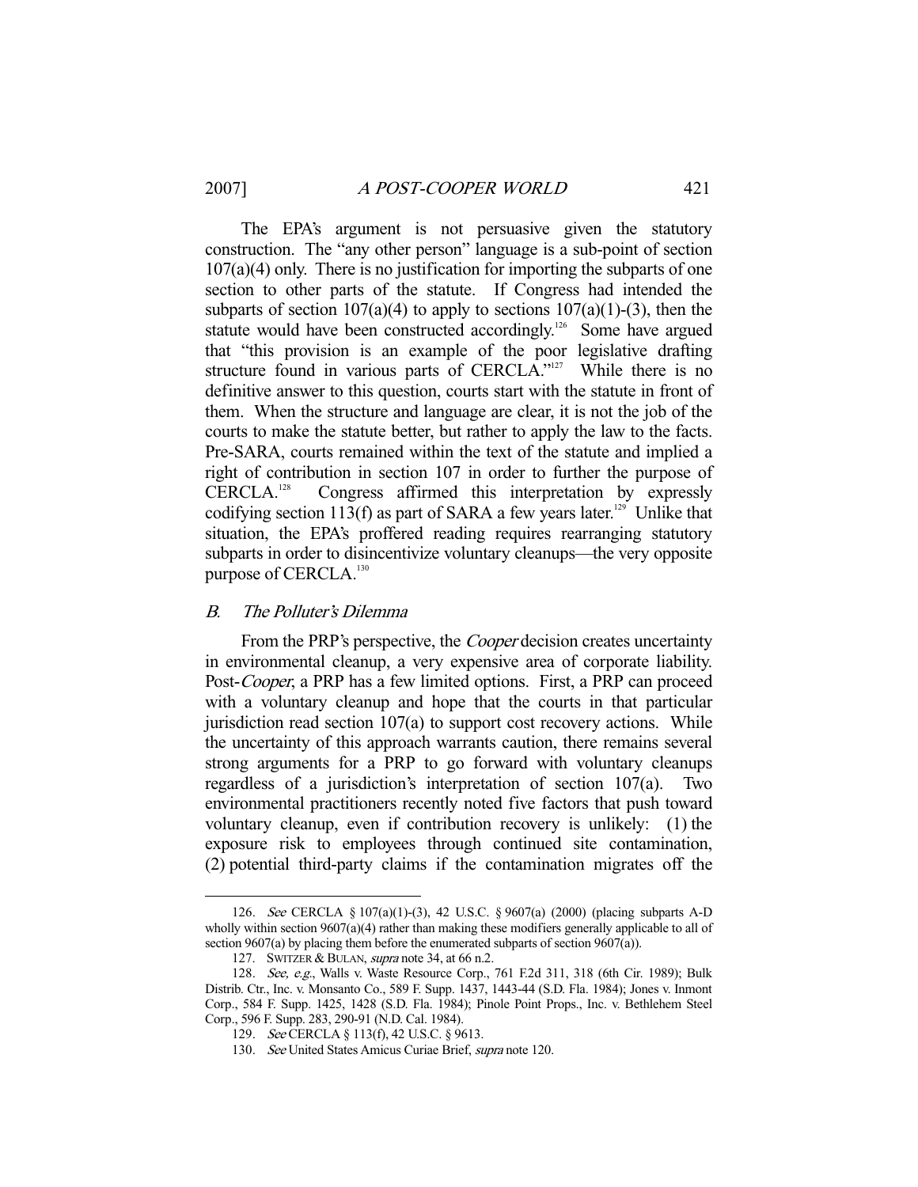The EPA's argument is not persuasive given the statutory construction. The "any other person" language is a sub-point of section 107(a)(4) only. There is no justification for importing the subparts of one section to other parts of the statute. If Congress had intended the subparts of section 107(a)(4) to apply to sections 107(a)(1)-(3), then the statute would have been constructed accordingly.[126] Some have argued that "this provision is an example of the poor legislative drafting structure found in various parts of CERCLA."[127] While there is no definitive answer to this question, courts start with the statute in front of them. When the structure and language are clear, it is not the job of the courts to make the statute better, but rather to apply the law to the facts. Pre-SARA, courts remained within the text of the statute and implied a right of contribution in section 107 in order to further the purpose of CERCLA.[128] Congress affirmed this interpretation by expressly codifying section 113(f) as part of SARA a few years later.[129] Unlike that situation, the EPA's proffered reading requires rearranging statutory subparts in order to disincentivize voluntary cleanups—the very opposite purpose of CERCLA.[130]

### B. *The Polluter's Dilemma*

From the PRP's perspective, the *Cooper* decision creates uncertainty in environmental cleanup, a very expensive area of corporate liability. Post-*Cooper*, a PRP has a few limited options. First, a PRP can proceed with a voluntary cleanup and hope that the courts in that particular jurisdiction read section 107(a) to support cost recovery actions. While the uncertainty of this approach warrants caution, there remains several strong arguments for a PRP to go forward with voluntary cleanups regardless of a jurisdiction's interpretation of section 107(a). Two environmental practitioners recently noted five factors that push toward voluntary cleanup, even if contribution recovery is unlikely: (1) the exposure risk to employees through continued site contamination, (2) potential third-party claims if the contamination migrates off the

---

126. *See* CERCLA § 107(a)(1)-(3), 42 U.S.C. § 9607(a) (2000) (placing subparts A-D wholly within section 9607(a)(4) rather than making these modifiers generally applicable to all of section 9607(a) by placing them before the enumerated subparts of section 9607(a)).

127. SWITZER & BULAN, *supra* note 34, at 66 n.2.

128. *See, e.g.*, Walls v. Waste Resource Corp., 761 F.2d 311, 318 (6th Cir. 1989); Bulk Distrib. Ctr., Inc. v. Monsanto Co., 589 F. Supp. 1437, 1443-44 (S.D. Fla. 1984); Jones v. Inmont Corp., 584 F. Supp. 1425, 1428 (S.D. Fla. 1984); Pinole Point Props., Inc. v. Bethlehem Steel Corp., 596 F. Supp. 283, 290-91 (N.D. Cal. 1984).

129. *See* CERCLA § 113(f), 42 U.S.C. § 9613.

130. *See* United States Amicus Curiae Brief, *supra* note 120.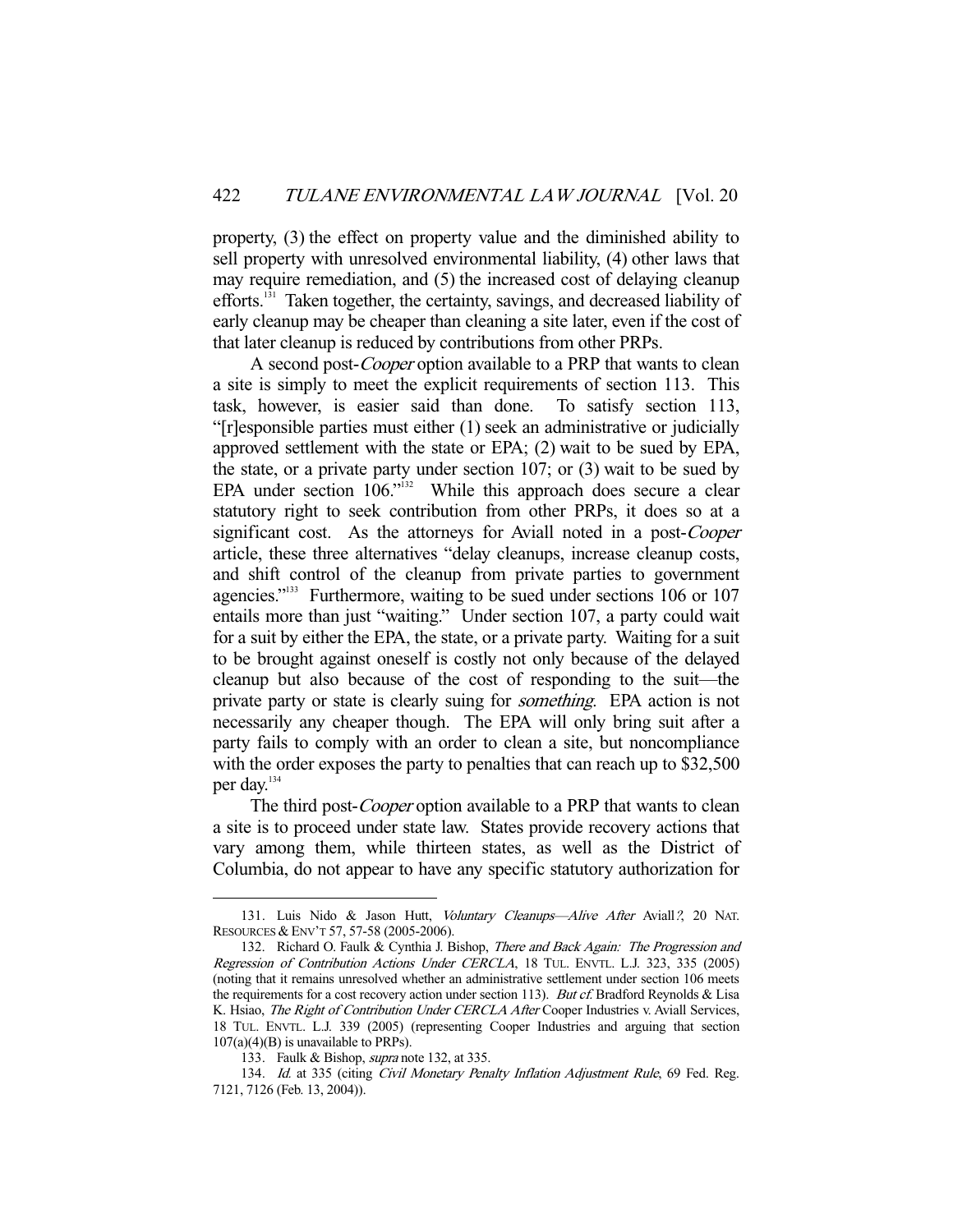property, (3) the effect on property value and the diminished ability to sell property with unresolved environmental liability, (4) other laws that may require remediation, and (5) the increased cost of delaying cleanup efforts.[131] Taken together, the certainty, savings, and decreased liability of early cleanup may be cheaper than cleaning a site later, even if the cost of that later cleanup is reduced by contributions from other PRPs.

A second post-*Cooper* option available to a PRP that wants to clean a site is simply to meet the explicit requirements of section 113. This task, however, is easier said than done. To satisfy section 113, "[r]esponsible parties must either (1) seek an administrative or judicially approved settlement with the state or EPA; (2) wait to be sued by EPA, the state, or a private party under section 107; or (3) wait to be sued by EPA under section 106."[132] While this approach does secure a clear statutory right to seek contribution from other PRPs, it does so at a significant cost. As the attorneys for Aviall noted in a post-*Cooper* article, these three alternatives "delay cleanups, increase cleanup costs, and shift control of the cleanup from private parties to government agencies."[133] Furthermore, waiting to be sued under sections 106 or 107 entails more than just "waiting." Under section 107, a party could wait for a suit by either the EPA, the state, or a private party. Waiting for a suit to be brought against oneself is costly not only because of the delayed cleanup but also because of the cost of responding to the suit—the private party or state is clearly suing for *something*. EPA action is not necessarily any cheaper though. The EPA will only bring suit after a party fails to comply with an order to clean a site, but noncompliance with the order exposes the party to penalties that can reach up to $32,500 per day.[134]

The third post-*Cooper* option available to a PRP that wants to clean a site is to proceed under state law. States provide recovery actions that vary among them, while thirteen states, as well as the District of Columbia, do not appear to have any specific statutory authorization for

---

131. Luis Nido & Jason Hutt, *Voluntary Cleanups—Alive After* Aviall*?*, 20 NAT. RESOURCES & ENV'T 57, 57-58 (2005-2006).

132. Richard O. Faulk & Cynthia J. Bishop, *There and Back Again: The Progression and Regression of Contribution Actions Under CERCLA*, 18 TUL. ENVTL. L.J. 323, 335 (2005) (noting that it remains unresolved whether an administrative settlement under section 106 meets the requirements for a cost recovery action under section 113). *But cf.* Bradford Reynolds & Lisa K. Hsiao, *The Right of Contribution Under CERCLA After* Cooper Industries v. Aviall Services, 18 TUL. ENVTL. L.J. 339 (2005) (representing Cooper Industries and arguing that section 107(a)(4)(B) is unavailable to PRPs).

133. Faulk & Bishop, *supra* note 132, at 335.

134. *Id.* at 335 (citing *Civil Monetary Penalty Inflation Adjustment Rule*, 69 Fed. Reg. 7121, 7126 (Feb. 13, 2004)).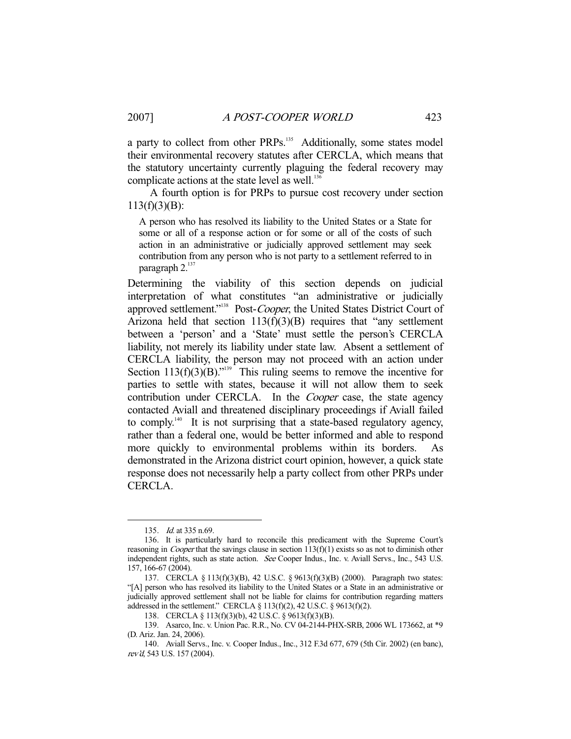a party to collect from other PRPs.[135] Additionally, some states model their environmental recovery statutes after CERCLA, which means that the statutory uncertainty currently plaguing the federal recovery may complicate actions at the state level as well.[136]

A fourth option is for PRPs to pursue cost recovery under section 113(f)(3)(B):

> A person who has resolved its liability to the United States or a State for some or all of a response action or for some or all of the costs of such action in an administrative or judicially approved settlement may seek contribution from any person who is not party to a settlement referred to in paragraph 2.[137]

Determining the viability of this section depends on judicial interpretation of what constitutes "an administrative or judicially approved settlement."[138] Post-*Cooper*, the United States District Court of Arizona held that section 113(f)(3)(B) requires that "any settlement between a 'person' and a 'State' must settle the person's CERCLA liability, not merely its liability under state law. Absent a settlement of CERCLA liability, the person may not proceed with an action under Section 113(f)(3)(B)."[139] This ruling seems to remove the incentive for parties to settle with states, because it will not allow them to seek contribution under CERCLA. In the *Cooper* case, the state agency contacted Aviall and threatened disciplinary proceedings if Aviall failed to comply.[140] It is not surprising that a state-based regulatory agency, rather than a federal one, would be better informed and able to respond more quickly to environmental problems within its borders. As demonstrated in the Arizona district court opinion, however, a quick state response does not necessarily help a party collect from other PRPs under CERCLA.

---

135. *Id.* at 335 n.69.

136. It is particularly hard to reconcile this predicament with the Supreme Court's reasoning in *Cooper* that the savings clause in section 113(f)(1) exists so as not to diminish other independent rights, such as state action. *See* Cooper Indus., Inc. v. Aviall Servs., Inc., 543 U.S. 157, 166-67 (2004).

137. CERCLA § 113(f)(3)(B), 42 U.S.C. § 9613(f)(3)(B) (2000). Paragraph two states: "[A] person who has resolved its liability to the United States or a State in an administrative or judicially approved settlement shall not be liable for claims for contribution regarding matters addressed in the settlement." CERCLA § 113(f)(2), 42 U.S.C. § 9613(f)(2).

138. CERCLA § 113(f)(3)(b), 42 U.S.C. § 9613(f)(3)(B).

139. Asarco, Inc. v. Union Pac. R.R., No. CV 04-2144-PHX-SRB, 2006 WL 173662, at *9 (D. Ariz. Jan. 24, 2006).

140. Aviall Servs., Inc. v. Cooper Indus., Inc., 312 F.3d 677, 679 (5th Cir. 2002) (en banc), *rev'd*, 543 U.S. 157 (2004).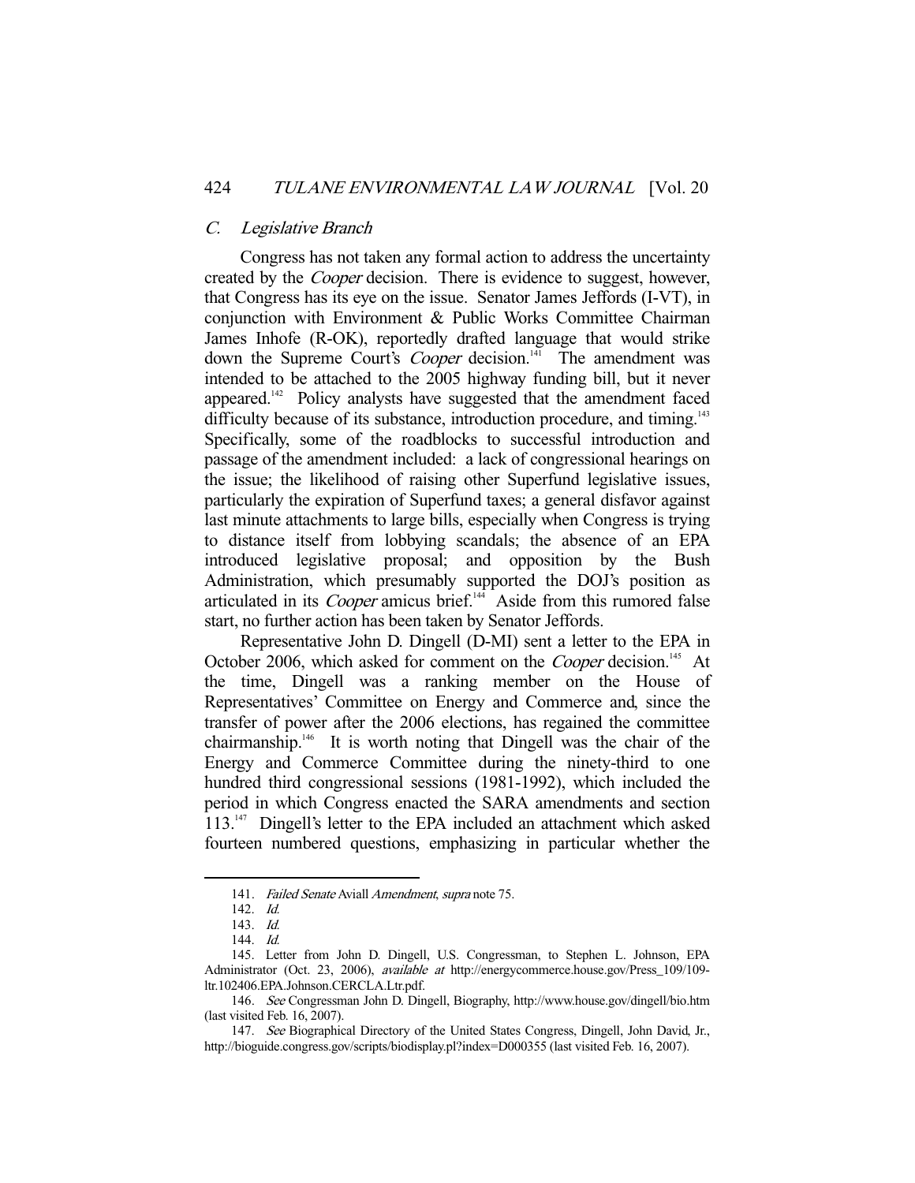### *C. Legislative Branch*

Congress has not taken any formal action to address the uncertainty created by the *Cooper* decision. There is evidence to suggest, however, that Congress has its eye on the issue. Senator James Jeffords (I-VT), in conjunction with Environment & Public Works Committee Chairman James Inhofe (R-OK), reportedly drafted language that would strike down the Supreme Court's *Cooper* decision.[141] The amendment was intended to be attached to the 2005 highway funding bill, but it never appeared.[142] Policy analysts have suggested that the amendment faced difficulty because of its substance, introduction procedure, and timing.[143] Specifically, some of the roadblocks to successful introduction and passage of the amendment included: a lack of congressional hearings on the issue; the likelihood of raising other Superfund legislative issues, particularly the expiration of Superfund taxes; a general disfavor against last minute attachments to large bills, especially when Congress is trying to distance itself from lobbying scandals; the absence of an EPA introduced legislative proposal; and opposition by the Bush Administration, which presumably supported the DOJ's position as articulated in its *Cooper* amicus brief.[144] Aside from this rumored false start, no further action has been taken by Senator Jeffords.

Representative John D. Dingell (D-MI) sent a letter to the EPA in October 2006, which asked for comment on the *Cooper* decision.[145] At the time, Dingell was a ranking member on the House of Representatives' Committee on Energy and Commerce and, since the transfer of power after the 2006 elections, has regained the committee chairmanship.[146] It is worth noting that Dingell was the chair of the Energy and Commerce Committee during the ninety-third to one hundred third congressional sessions (1981-1992), which included the period in which Congress enacted the SARA amendments and section 113.[147] Dingell's letter to the EPA included an attachment which asked fourteen numbered questions, emphasizing in particular whether the

---

141. *Failed Senate* Aviall *Amendment*, *supra* note 75.

142. *Id.*

143. *Id.*

144. *Id.*

145. Letter from John D. Dingell, U.S. Congressman, to Stephen L. Johnson, EPA Administrator (Oct. 23, 2006), *available at* http://energycommerce.house.gov/Press_109/109-ltr.102406.EPA.Johnson.CERCLA.Ltr.pdf.

146. *See* Congressman John D. Dingell, Biography, http://www.house.gov/dingell/bio.htm (last visited Feb. 16, 2007).

147. *See* Biographical Directory of the United States Congress, Dingell, John David, Jr., http://bioguide.congress.gov/scripts/biodisplay.pl?index=D000355 (last visited Feb. 16, 2007).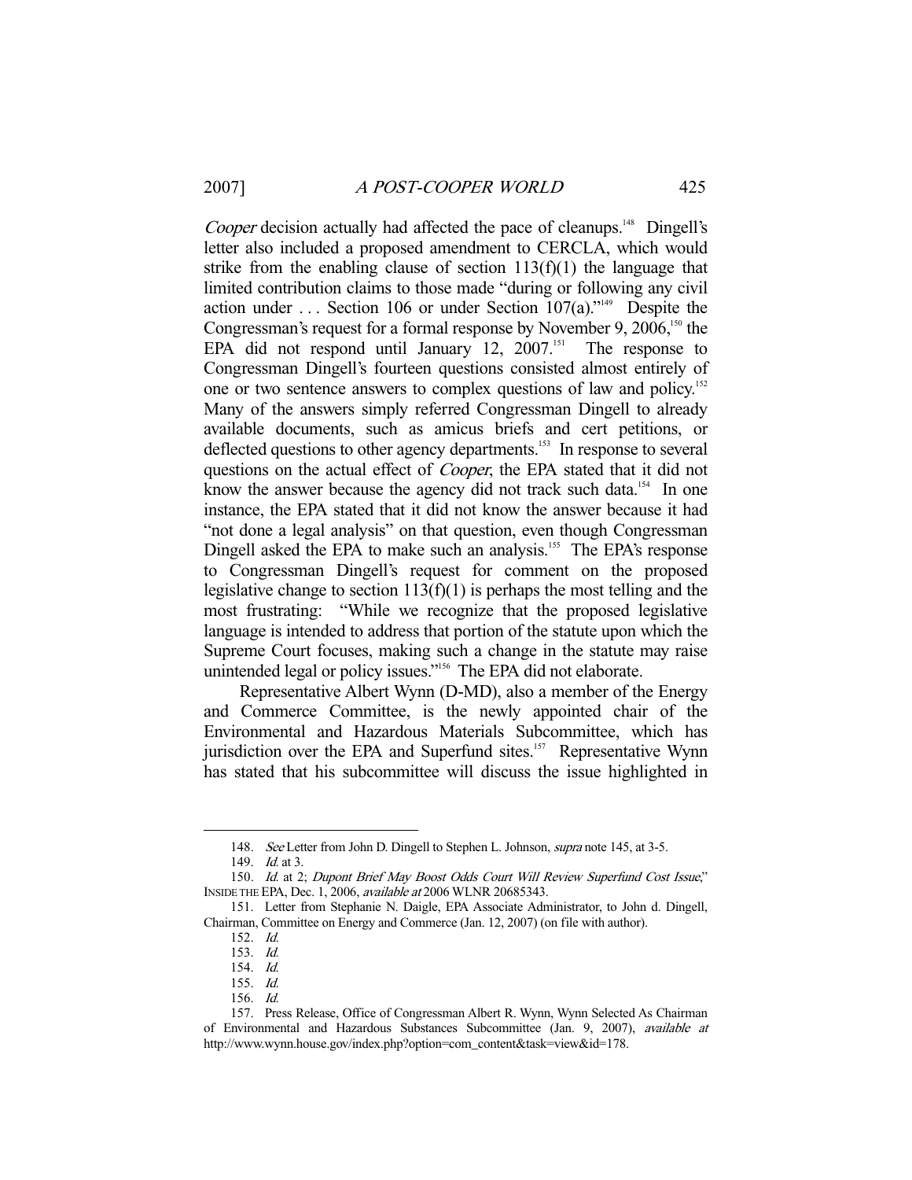*Cooper* decision actually had affected the pace of cleanups.[148] Dingell's letter also included a proposed amendment to CERCLA, which would strike from the enabling clause of section 113(f)(1) the language that limited contribution claims to those made "during or following any civil action under . . . Section 106 or under Section 107(a)."[149] Despite the Congressman's request for a formal response by November 9, 2006,[150] the EPA did not respond until January 12, 2007.[151] The response to Congressman Dingell's fourteen questions consisted almost entirely of one or two sentence answers to complex questions of law and policy.[152] Many of the answers simply referred Congressman Dingell to already available documents, such as amicus briefs and cert petitions, or deflected questions to other agency departments.[153] In response to several questions on the actual effect of *Cooper*, the EPA stated that it did not know the answer because the agency did not track such data.[154] In one instance, the EPA stated that it did not know the answer because it had "not done a legal analysis" on that question, even though Congressman Dingell asked the EPA to make such an analysis.[155] The EPA's response to Congressman Dingell's request for comment on the proposed legislative change to section 113(f)(1) is perhaps the most telling and the most frustrating: "While we recognize that the proposed legislative language is intended to address that portion of the statute upon which the Supreme Court focuses, making such a change in the statute may raise unintended legal or policy issues."[156] The EPA did not elaborate.

Representative Albert Wynn (D-MD), also a member of the Energy and Commerce Committee, is the newly appointed chair of the Environmental and Hazardous Materials Subcommittee, which has jurisdiction over the EPA and Superfund sites.[157] Representative Wynn has stated that his subcommittee will discuss the issue highlighted in

---

148. *See* Letter from John D. Dingell to Stephen L. Johnson, *supra* note 145, at 3-5.

149. *Id.* at 3.

150. *Id.* at 2; *Dupont Brief May Boost Odds Court Will Review Superfund Cost Issue*," INSIDE THE EPA, Dec. 1, 2006, *available at* 2006 WLNR 20685343.

151. Letter from Stephanie N. Daigle, EPA Associate Administrator, to John d. Dingell, Chairman, Committee on Energy and Commerce (Jan. 12, 2007) (on file with author).

152. *Id.*

153. *Id.*

154. *Id.*

155. *Id.*

156. *Id.*

157. Press Release, Office of Congressman Albert R. Wynn, Wynn Selected As Chairman of Environmental and Hazardous Substances Subcommittee (Jan. 9, 2007), *available at* http://www.wynn.house.gov/index.php?option=com_content&task=view&id=178.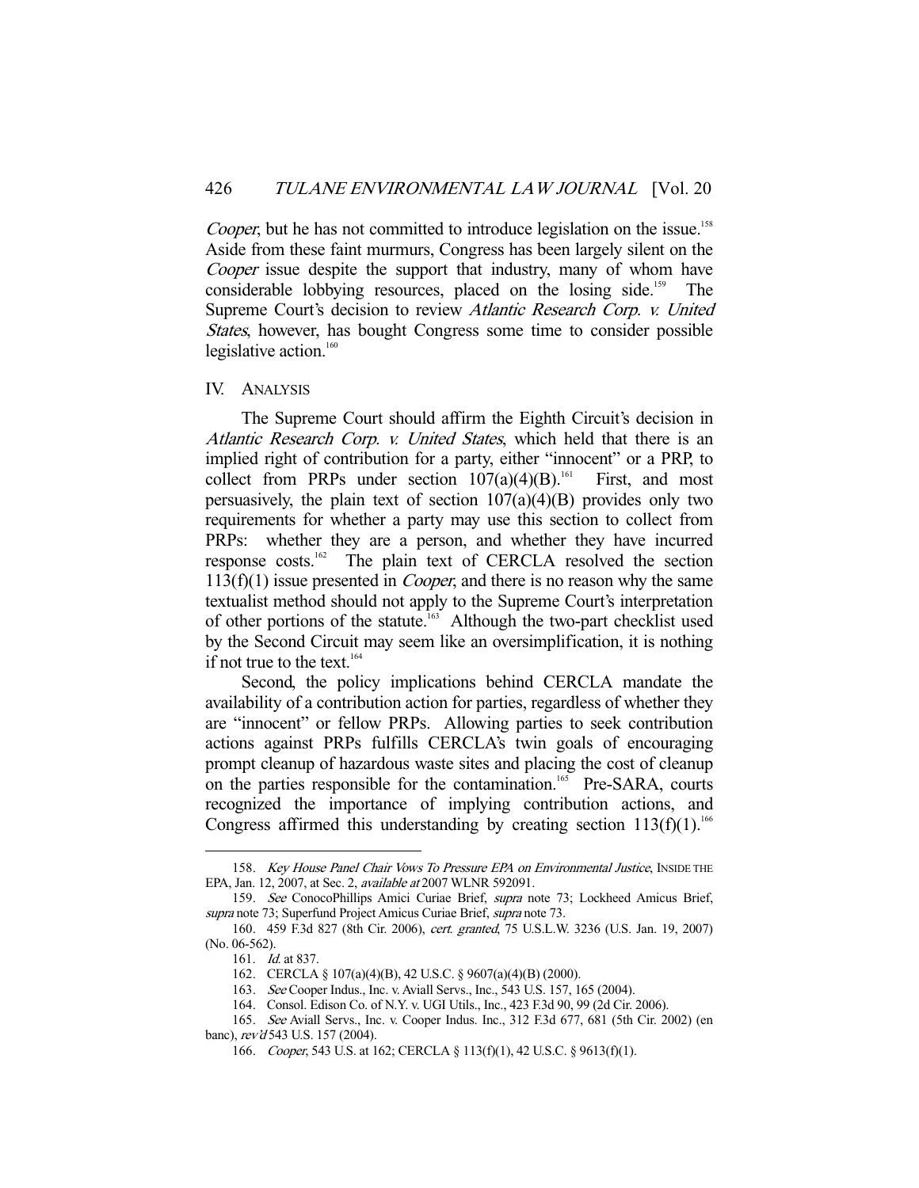*Cooper*, but he has not committed to introduce legislation on the issue.[158] Aside from these faint murmurs, Congress has been largely silent on the *Cooper* issue despite the support that industry, many of whom have considerable lobbying resources, placed on the losing side.[159] The Supreme Court's decision to review *Atlantic Research Corp. v. United States*, however, has bought Congress some time to consider possible legislative action.[160]

## IV. Analysis

The Supreme Court should affirm the Eighth Circuit's decision in *Atlantic Research Corp. v. United States*, which held that there is an implied right of contribution for a party, either "innocent" or a PRP, to collect from PRPs under section 107(a)(4)(B).[161] First, and most persuasively, the plain text of section 107(a)(4)(B) provides only two requirements for whether a party may use this section to collect from PRPs: whether they are a person, and whether they have incurred response costs.[162] The plain text of CERCLA resolved the section 113(f)(1) issue presented in *Cooper*, and there is no reason why the same textualist method should not apply to the Supreme Court's interpretation of other portions of the statute.[163] Although the two-part checklist used by the Second Circuit may seem like an oversimplification, it is nothing if not true to the text.[164]

Second, the policy implications behind CERCLA mandate the availability of a contribution action for parties, regardless of whether they are "innocent" or fellow PRPs. Allowing parties to seek contribution actions against PRPs fulfills CERCLA's twin goals of encouraging prompt cleanup of hazardous waste sites and placing the cost of cleanup on the parties responsible for the contamination.[165] Pre-SARA, courts recognized the importance of implying contribution actions, and Congress affirmed this understanding by creating section 113(f)(1).[166]

---

158. *Key House Panel Chair Vows To Pressure EPA on Environmental Justice*, INSIDE THE EPA, Jan. 12, 2007, at Sec. 2, *available at* 2007 WLNR 592091.

159. *See* ConocoPhillips Amici Curiae Brief, *supra* note 73; Lockheed Amicus Brief, *supra* note 73; Superfund Project Amicus Curiae Brief, *supra* note 73.

160. 459 F.3d 827 (8th Cir. 2006), *cert. granted*, 75 U.S.L.W. 3236 (U.S. Jan. 19, 2007) (No. 06-562).

161. *Id.* at 837.

162. CERCLA § 107(a)(4)(B), 42 U.S.C. § 9607(a)(4)(B) (2000).

163. *See* Cooper Indus., Inc. v. Aviall Servs., Inc., 543 U.S. 157, 165 (2004).

164. Consol. Edison Co. of N.Y. v. UGI Utils., Inc., 423 F.3d 90, 99 (2d Cir. 2006).

165. *See* Aviall Servs., Inc. v. Cooper Indus. Inc., 312 F.3d 677, 681 (5th Cir. 2002) (en banc), *rev'd* 543 U.S. 157 (2004).

166. *Cooper*, 543 U.S. at 162; CERCLA § 113(f)(1), 42 U.S.C. § 9613(f)(1).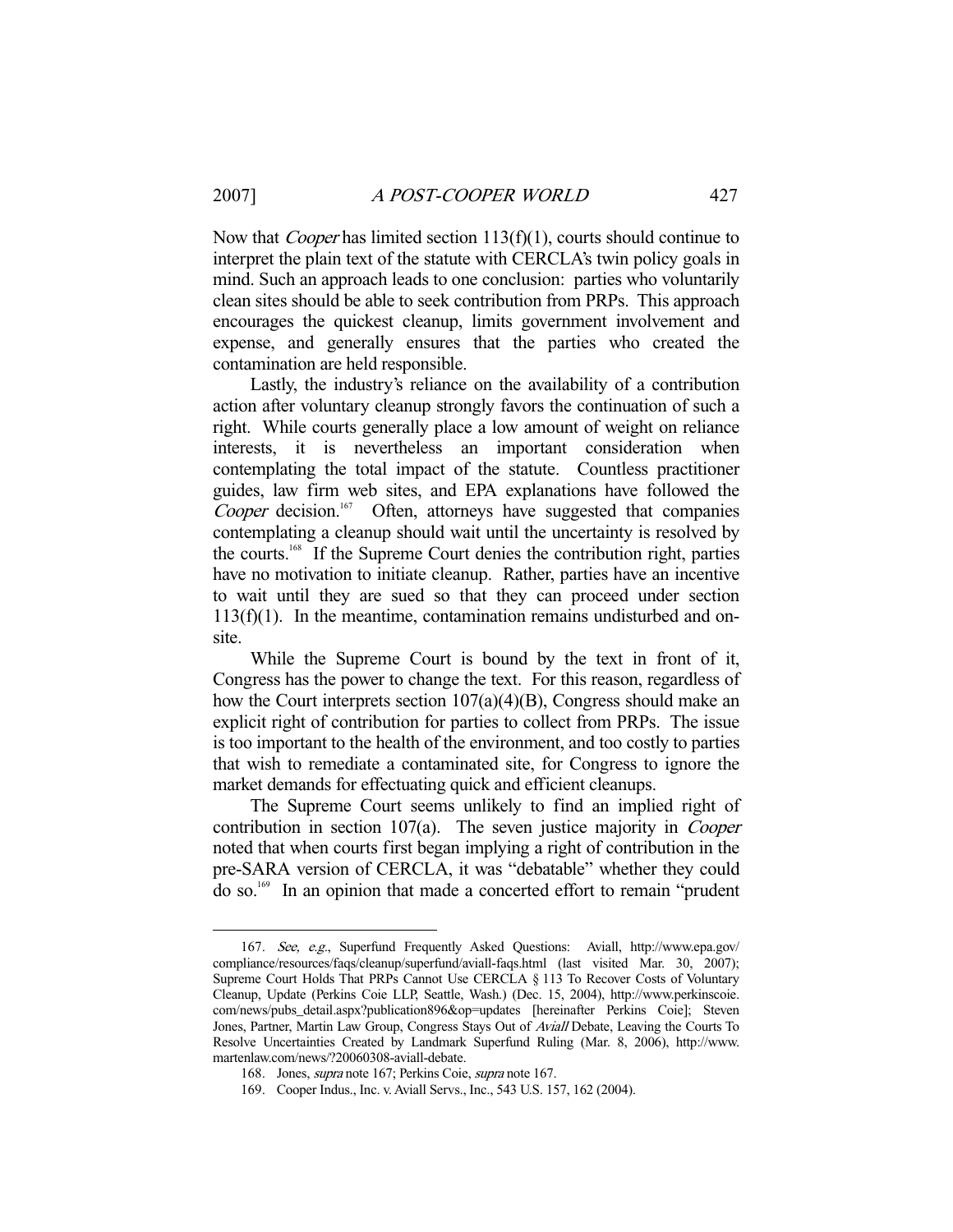Now that *Cooper* has limited section 113(f)(1), courts should continue to interpret the plain text of the statute with CERCLA's twin policy goals in mind. Such an approach leads to one conclusion: parties who voluntarily clean sites should be able to seek contribution from PRPs. This approach encourages the quickest cleanup, limits government involvement and expense, and generally ensures that the parties who created the contamination are held responsible.

Lastly, the industry's reliance on the availability of a contribution action after voluntary cleanup strongly favors the continuation of such a right. While courts generally place a low amount of weight on reliance interests, it is nevertheless an important consideration when contemplating the total impact of the statute. Countless practitioner guides, law firm web sites, and EPA explanations have followed the *Cooper* decision.[167] Often, attorneys have suggested that companies contemplating a cleanup should wait until the uncertainty is resolved by the courts.[168] If the Supreme Court denies the contribution right, parties have no motivation to initiate cleanup. Rather, parties have an incentive to wait until they are sued so that they can proceed under section 113(f)(1). In the meantime, contamination remains undisturbed and on-site.

While the Supreme Court is bound by the text in front of it, Congress has the power to change the text. For this reason, regardless of how the Court interprets section 107(a)(4)(B), Congress should make an explicit right of contribution for parties to collect from PRPs. The issue is too important to the health of the environment, and too costly to parties that wish to remediate a contaminated site, for Congress to ignore the market demands for effectuating quick and efficient cleanups.

The Supreme Court seems unlikely to find an implied right of contribution in section 107(a). The seven justice majority in *Cooper* noted that when courts first began implying a right of contribution in the pre-SARA version of CERCLA, it was "debatable" whether they could do so.[169] In an opinion that made a concerted effort to remain "prudent

---

167. *See, e.g.*, Superfund Frequently Asked Questions: Aviall, http://www.epa.gov/compliance/resources/faqs/cleanup/superfund/aviall-faqs.html (last visited Mar. 30, 2007); Supreme Court Holds That PRPs Cannot Use CERCLA § 113 To Recover Costs of Voluntary Cleanup, Update (Perkins Coie LLP, Seattle, Wash.) (Dec. 15, 2004), http://www.perkinscoie.com/news/pubs_detail.aspx?publication896&op=updates [hereinafter Perkins Coie]; Steven Jones, Partner, Martin Law Group, Congress Stays Out of *Aviall* Debate, Leaving the Courts To Resolve Uncertainties Created by Landmark Superfund Ruling (Mar. 8, 2006), http://www.martenlaw.com/news/?20060308-aviall-debate.

168. Jones, *supra* note 167; Perkins Coie, *supra* note 167.

169. Cooper Indus., Inc. v. Aviall Servs., Inc., 543 U.S. 157, 162 (2004).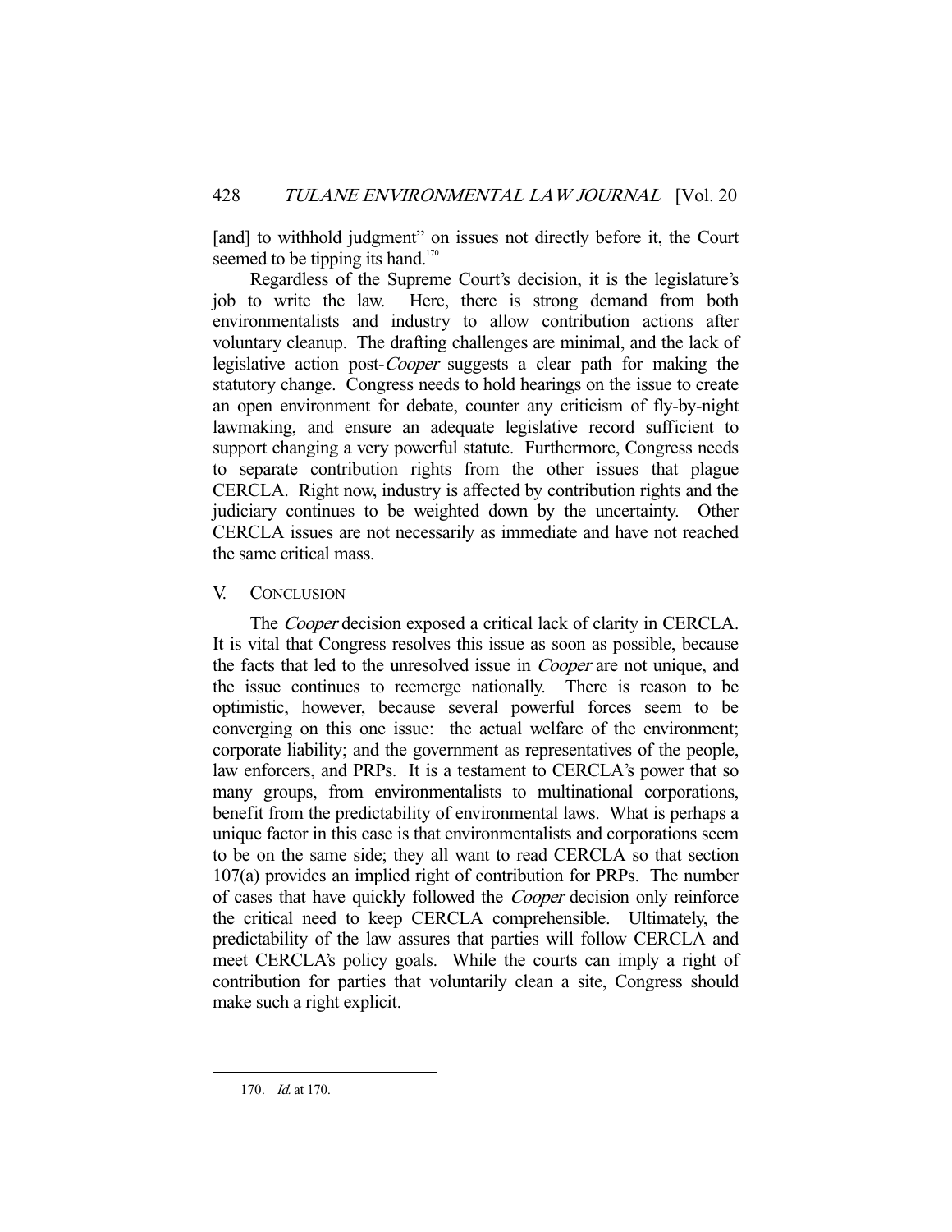[and] to withhold judgment" on issues not directly before it, the Court seemed to be tipping its hand.[170]

Regardless of the Supreme Court's decision, it is the legislature's job to write the law. Here, there is strong demand from both environmentalists and industry to allow contribution actions after voluntary cleanup. The drafting challenges are minimal, and the lack of legislative action post-*Cooper* suggests a clear path for making the statutory change. Congress needs to hold hearings on the issue to create an open environment for debate, counter any criticism of fly-by-night lawmaking, and ensure an adequate legislative record sufficient to support changing a very powerful statute. Furthermore, Congress needs to separate contribution rights from the other issues that plague CERCLA. Right now, industry is affected by contribution rights and the judiciary continues to be weighted down by the uncertainty. Other CERCLA issues are not necessarily as immediate and have not reached the same critical mass.

## V. CONCLUSION

The *Cooper* decision exposed a critical lack of clarity in CERCLA. It is vital that Congress resolves this issue as soon as possible, because the facts that led to the unresolved issue in *Cooper* are not unique, and the issue continues to reemerge nationally. There is reason to be optimistic, however, because several powerful forces seem to be converging on this one issue: the actual welfare of the environment; corporate liability; and the government as representatives of the people, law enforcers, and PRPs. It is a testament to CERCLA's power that so many groups, from environmentalists to multinational corporations, benefit from the predictability of environmental laws. What is perhaps a unique factor in this case is that environmentalists and corporations seem to be on the same side; they all want to read CERCLA so that section 107(a) provides an implied right of contribution for PRPs. The number of cases that have quickly followed the *Cooper* decision only reinforce the critical need to keep CERCLA comprehensible. Ultimately, the predictability of the law assures that parties will follow CERCLA and meet CERCLA's policy goals. While the courts can imply a right of contribution for parties that voluntarily clean a site, Congress should make such a right explicit.

170. *Id.* at 170.